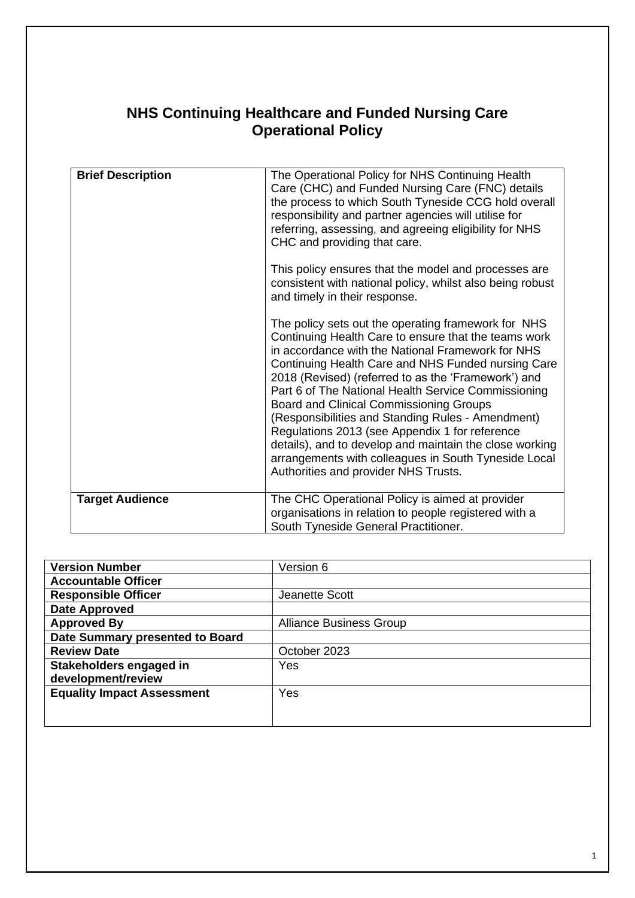# NHS Continuing Healthcare and Funded Nursing Care Operational Policy

| | |
|---|---|
| **Brief Description** | The Operational Policy for NHS Continuing Health Care (CHC) and Funded Nursing Care (FNC) details the process to which South Tyneside CCG hold overall responsibility and partner agencies will utilise for referring, assessing, and agreeing eligibility for NHS CHC and providing that care.<br><br>This policy ensures that the model and processes are consistent with national policy, whilst also being robust and timely in their response.<br><br>The policy sets out the operating framework for NHS Continuing Health Care to ensure that the teams work in accordance with the National Framework for NHS Continuing Health Care and NHS Funded nursing Care 2018 (Revised) (referred to as the 'Framework') and Part 6 of The National Health Service Commissioning Board and Clinical Commissioning Groups (Responsibilities and Standing Rules - Amendment) Regulations 2013 (see Appendix 1 for reference details), and to develop and maintain the close working arrangements with colleagues in South Tyneside Local Authorities and provider NHS Trusts. |
| **Target Audience** | The CHC Operational Policy is aimed at provider organisations in relation to people registered with a South Tyneside General Practitioner. |

| | |
|---|---|
| **Version Number** | Version 6 |
| **Accountable Officer** | |
| **Responsible Officer** | Jeanette Scott |
| **Date Approved** | |
| **Approved By** | Alliance Business Group |
| **Date Summary presented to Board** | |
| **Review Date** | October 2023 |
| **Stakeholders engaged in development/review** | Yes |
| **Equality Impact Assessment** | Yes |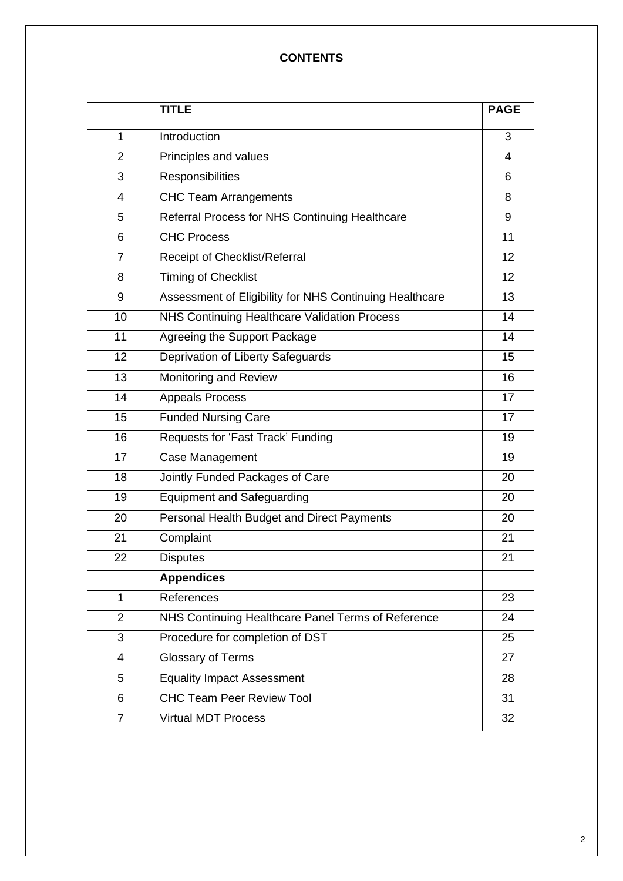**CONTENTS**

| | TITLE | PAGE |
|---|---|---|
| 1 | Introduction | 3 |
| 2 | Principles and values | 4 |
| 3 | Responsibilities | 6 |
| 4 | CHC Team Arrangements | 8 |
| 5 | Referral Process for NHS Continuing Healthcare | 9 |
| 6 | CHC Process | 11 |
| 7 | Receipt of Checklist/Referral | 12 |
| 8 | Timing of Checklist | 12 |
| 9 | Assessment of Eligibility for NHS Continuing Healthcare | 13 |
| 10 | NHS Continuing Healthcare Validation Process | 14 |
| 11 | Agreeing the Support Package | 14 |
| 12 | Deprivation of Liberty Safeguards | 15 |
| 13 | Monitoring and Review | 16 |
| 14 | Appeals Process | 17 |
| 15 | Funded Nursing Care | 17 |
| 16 | Requests for 'Fast Track' Funding | 19 |
| 17 | Case Management | 19 |
| 18 | Jointly Funded Packages of Care | 20 |
| 19 | Equipment and Safeguarding | 20 |
| 20 | Personal Health Budget and Direct Payments | 20 |
| 21 | Complaint | 21 |
| 22 | Disputes | 21 |
| | **Appendices** | |
| 1 | References | 23 |
| 2 | NHS Continuing Healthcare Panel Terms of Reference | 24 |
| 3 | Procedure for completion of DST | 25 |
| 4 | Glossary of Terms | 27 |
| 5 | Equality Impact Assessment | 28 |
| 6 | CHC Team Peer Review Tool | 31 |
| 7 | Virtual MDT Process | 32 |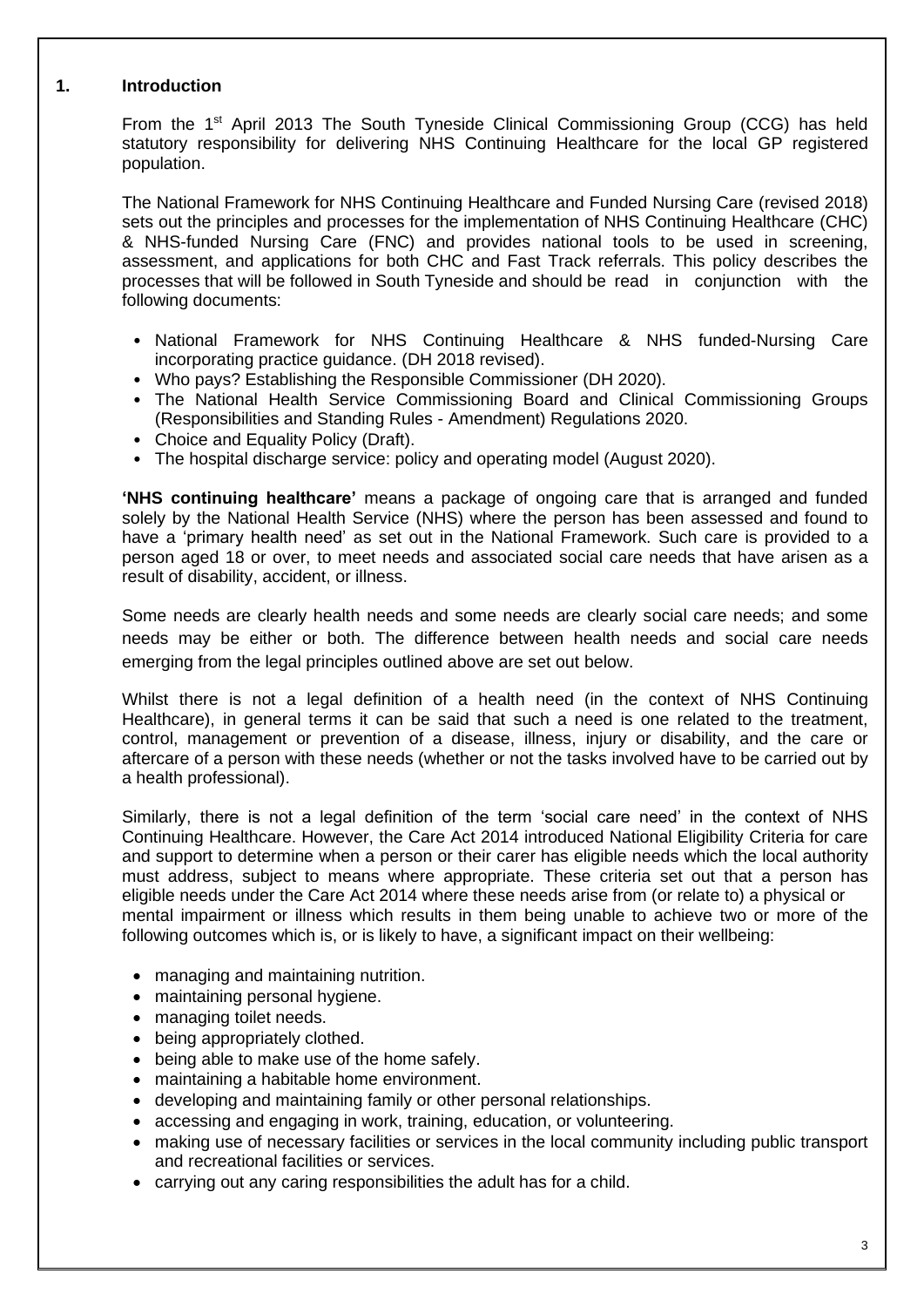## 1. Introduction

From the 1st April 2013 The South Tyneside Clinical Commissioning Group (CCG) has held statutory responsibility for delivering NHS Continuing Healthcare for the local GP registered population.

The National Framework for NHS Continuing Healthcare and Funded Nursing Care (revised 2018) sets out the principles and processes for the implementation of NHS Continuing Healthcare (CHC) & NHS-funded Nursing Care (FNC) and provides national tools to be used in screening, assessment, and applications for both CHC and Fast Track referrals. This policy describes the processes that will be followed in South Tyneside and should be read in conjunction with the following documents:

- National Framework for NHS Continuing Healthcare & NHS funded-Nursing Care incorporating practice guidance. (DH 2018 revised).
- Who pays? Establishing the Responsible Commissioner (DH 2020).
- The National Health Service Commissioning Board and Clinical Commissioning Groups (Responsibilities and Standing Rules - Amendment) Regulations 2020.
- Choice and Equality Policy (Draft).
- The hospital discharge service: policy and operating model (August 2020).

**'NHS continuing healthcare'** means a package of ongoing care that is arranged and funded solely by the National Health Service (NHS) where the person has been assessed and found to have a 'primary health need' as set out in the National Framework. Such care is provided to a person aged 18 or over, to meet needs and associated social care needs that have arisen as a result of disability, accident, or illness.

Some needs are clearly health needs and some needs are clearly social care needs; and some needs may be either or both. The difference between health needs and social care needs emerging from the legal principles outlined above are set out below.

Whilst there is not a legal definition of a health need (in the context of NHS Continuing Healthcare), in general terms it can be said that such a need is one related to the treatment, control, management or prevention of a disease, illness, injury or disability, and the care or aftercare of a person with these needs (whether or not the tasks involved have to be carried out by a health professional).

Similarly, there is not a legal definition of the term 'social care need' in the context of NHS Continuing Healthcare. However, the Care Act 2014 introduced National Eligibility Criteria for care and support to determine when a person or their carer has eligible needs which the local authority must address, subject to means where appropriate. These criteria set out that a person has eligible needs under the Care Act 2014 where these needs arise from (or relate to) a physical or mental impairment or illness which results in them being unable to achieve two or more of the following outcomes which is, or is likely to have, a significant impact on their wellbeing:

- managing and maintaining nutrition.
- maintaining personal hygiene.
- managing toilet needs.
- being appropriately clothed.
- being able to make use of the home safely.
- maintaining a habitable home environment.
- developing and maintaining family or other personal relationships.
- accessing and engaging in work, training, education, or volunteering.
- making use of necessary facilities or services in the local community including public transport and recreational facilities or services.
- carrying out any caring responsibilities the adult has for a child.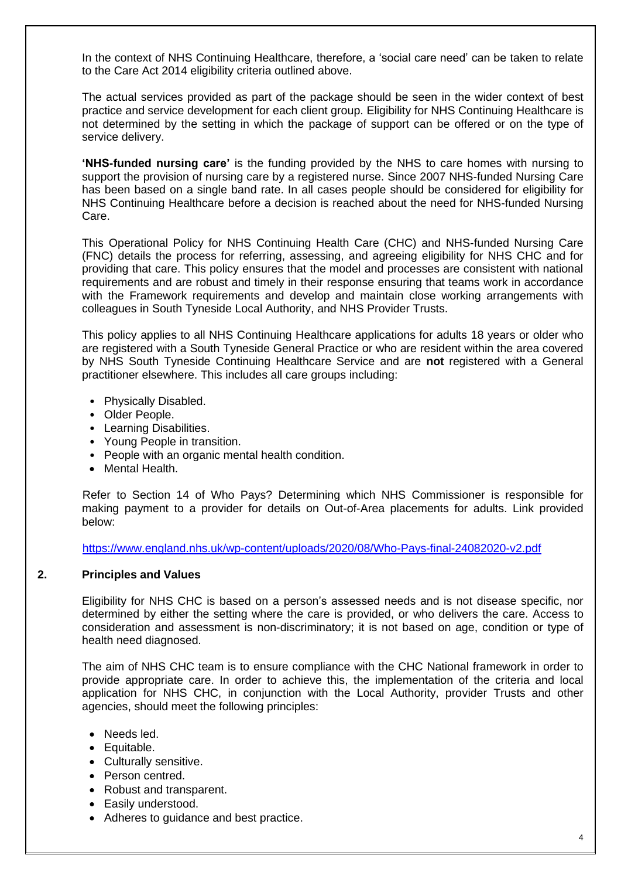In the context of NHS Continuing Healthcare, therefore, a 'social care need' can be taken to relate to the Care Act 2014 eligibility criteria outlined above.

The actual services provided as part of the package should be seen in the wider context of best practice and service development for each client group. Eligibility for NHS Continuing Healthcare is not determined by the setting in which the package of support can be offered or on the type of service delivery.

**'NHS-funded nursing care'** is the funding provided by the NHS to care homes with nursing to support the provision of nursing care by a registered nurse. Since 2007 NHS-funded Nursing Care has been based on a single band rate. In all cases people should be considered for eligibility for NHS Continuing Healthcare before a decision is reached about the need for NHS-funded Nursing Care.

This Operational Policy for NHS Continuing Health Care (CHC) and NHS-funded Nursing Care (FNC) details the process for referring, assessing, and agreeing eligibility for NHS CHC and for providing that care. This policy ensures that the model and processes are consistent with national requirements and are robust and timely in their response ensuring that teams work in accordance with the Framework requirements and develop and maintain close working arrangements with colleagues in South Tyneside Local Authority, and NHS Provider Trusts.

This policy applies to all NHS Continuing Healthcare applications for adults 18 years or older who are registered with a South Tyneside General Practice or who are resident within the area covered by NHS South Tyneside Continuing Healthcare Service and are **not** registered with a General practitioner elsewhere. This includes all care groups including:

- Physically Disabled.
- Older People.
- Learning Disabilities.
- Young People in transition.
- People with an organic mental health condition.
- Mental Health.

Refer to Section 14 of Who Pays? Determining which NHS Commissioner is responsible for making payment to a provider for details on Out-of-Area placements for adults. Link provided below:

https://www.england.nhs.uk/wp-content/uploads/2020/08/Who-Pays-final-24082020-v2.pdf

## 2. Principles and Values

Eligibility for NHS CHC is based on a person's assessed needs and is not disease specific, nor determined by either the setting where the care is provided, or who delivers the care. Access to consideration and assessment is non-discriminatory; it is not based on age, condition or type of health need diagnosed.

The aim of NHS CHC team is to ensure compliance with the CHC National framework in order to provide appropriate care. In order to achieve this, the implementation of the criteria and local application for NHS CHC, in conjunction with the Local Authority, provider Trusts and other agencies, should meet the following principles:

- Needs led.
- Equitable.
- Culturally sensitive.
- Person centred.
- Robust and transparent.
- Easily understood.
- Adheres to guidance and best practice.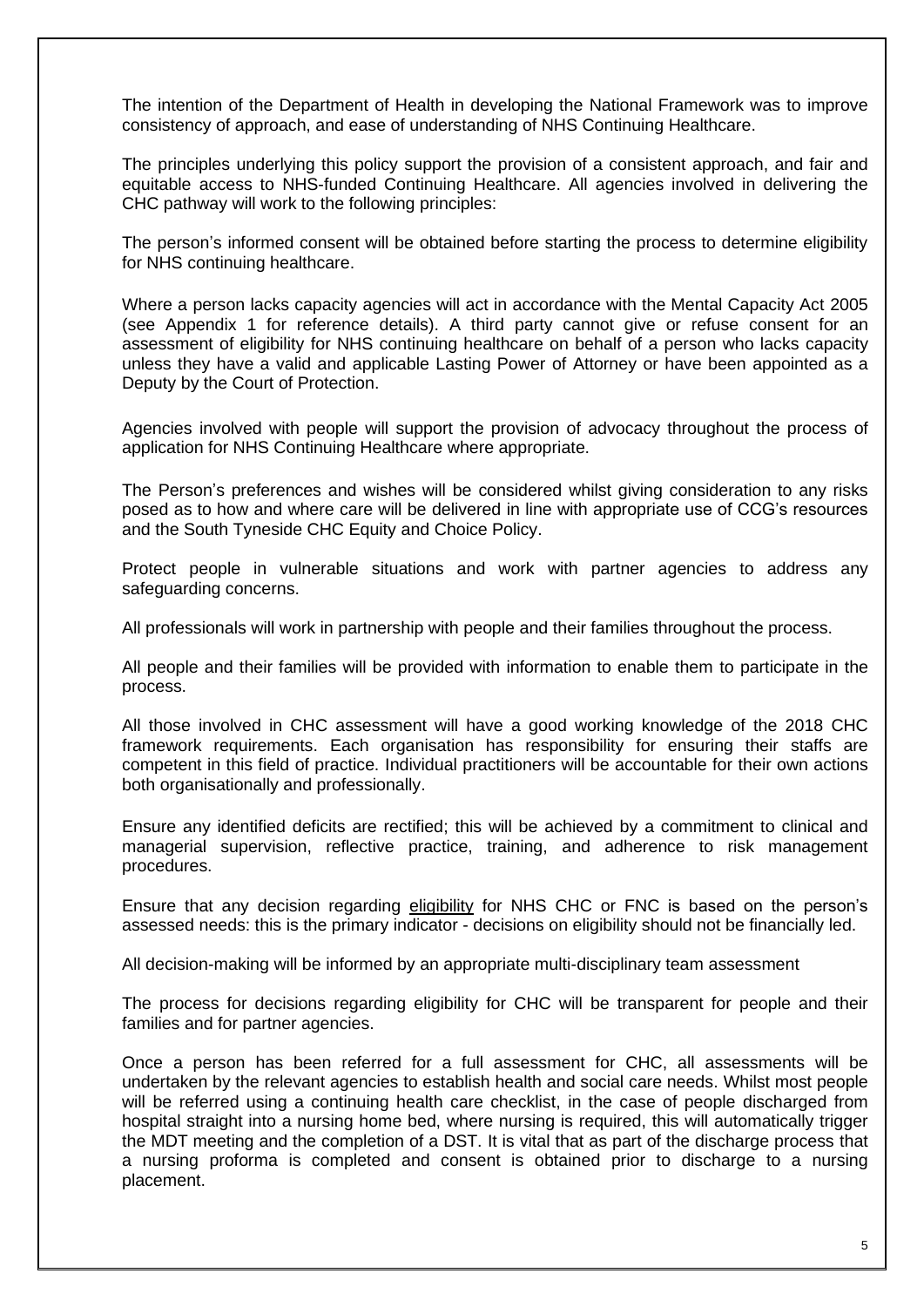The intention of the Department of Health in developing the National Framework was to improve consistency of approach, and ease of understanding of NHS Continuing Healthcare.

The principles underlying this policy support the provision of a consistent approach, and fair and equitable access to NHS-funded Continuing Healthcare. All agencies involved in delivering the CHC pathway will work to the following principles:

The person's informed consent will be obtained before starting the process to determine eligibility for NHS continuing healthcare.

Where a person lacks capacity agencies will act in accordance with the Mental Capacity Act 2005 (see Appendix 1 for reference details). A third party cannot give or refuse consent for an assessment of eligibility for NHS continuing healthcare on behalf of a person who lacks capacity unless they have a valid and applicable Lasting Power of Attorney or have been appointed as a Deputy by the Court of Protection.

Agencies involved with people will support the provision of advocacy throughout the process of application for NHS Continuing Healthcare where appropriate.

The Person's preferences and wishes will be considered whilst giving consideration to any risks posed as to how and where care will be delivered in line with appropriate use of CCG's resources and the South Tyneside CHC Equity and Choice Policy.

Protect people in vulnerable situations and work with partner agencies to address any safeguarding concerns.

All professionals will work in partnership with people and their families throughout the process.

All people and their families will be provided with information to enable them to participate in the process.

All those involved in CHC assessment will have a good working knowledge of the 2018 CHC framework requirements. Each organisation has responsibility for ensuring their staffs are competent in this field of practice. Individual practitioners will be accountable for their own actions both organisationally and professionally.

Ensure any identified deficits are rectified; this will be achieved by a commitment to clinical and managerial supervision, reflective practice, training, and adherence to risk management procedures.

Ensure that any decision regarding eligibility for NHS CHC or FNC is based on the person's assessed needs: this is the primary indicator - decisions on eligibility should not be financially led.

All decision-making will be informed by an appropriate multi-disciplinary team assessment

The process for decisions regarding eligibility for CHC will be transparent for people and their families and for partner agencies.

Once a person has been referred for a full assessment for CHC, all assessments will be undertaken by the relevant agencies to establish health and social care needs. Whilst most people will be referred using a continuing health care checklist, in the case of people discharged from hospital straight into a nursing home bed, where nursing is required, this will automatically trigger the MDT meeting and the completion of a DST. It is vital that as part of the discharge process that a nursing proforma is completed and consent is obtained prior to discharge to a nursing placement.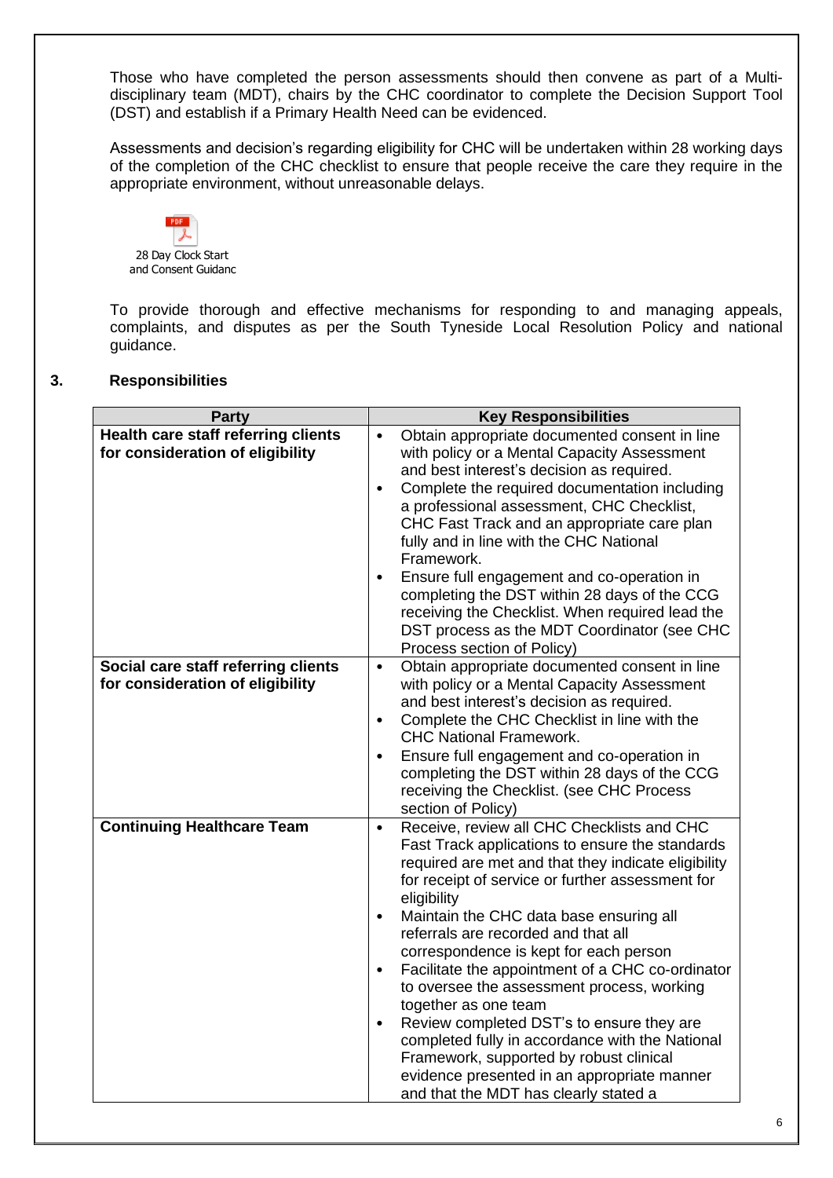Those who have completed the person assessments should then convene as part of a Multi-disciplinary team (MDT), chairs by the CHC coordinator to complete the Decision Support Tool (DST) and establish if a Primary Health Need can be evidenced.

Assessments and decision's regarding eligibility for CHC will be undertaken within 28 working days of the completion of the CHC checklist to ensure that people receive the care they require in the appropriate environment, without unreasonable delays.

28 Day Clock Start and Consent Guidanc

To provide thorough and effective mechanisms for responding to and managing appeals, complaints, and disputes as per the South Tyneside Local Resolution Policy and national guidance.

## 3. Responsibilities

| Party | Key Responsibilities |
|---|---|
| **Health care staff referring clients for consideration of eligibility** | • Obtain appropriate documented consent in line with policy or a Mental Capacity Assessment and best interest's decision as required.<br>• Complete the required documentation including a professional assessment, CHC Checklist, CHC Fast Track and an appropriate care plan fully and in line with the CHC National Framework.<br>• Ensure full engagement and co-operation in completing the DST within 28 days of the CCG receiving the Checklist. When required lead the DST process as the MDT Coordinator (see CHC Process section of Policy) |
| **Social care staff referring clients for consideration of eligibility** | • Obtain appropriate documented consent in line with policy or a Mental Capacity Assessment and best interest's decision as required.<br>• Complete the CHC Checklist in line with the CHC National Framework.<br>• Ensure full engagement and co-operation in completing the DST within 28 days of the CCG receiving the Checklist. (see CHC Process section of Policy) |
| **Continuing Healthcare Team** | • Receive, review all CHC Checklists and CHC Fast Track applications to ensure the standards required are met and that they indicate eligibility for receipt of service or further assessment for eligibility<br>• Maintain the CHC data base ensuring all referrals are recorded and that all correspondence is kept for each person<br>• Facilitate the appointment of a CHC co-ordinator to oversee the assessment process, working together as one team<br>• Review completed DST's to ensure they are completed fully in accordance with the National Framework, supported by robust clinical evidence presented in an appropriate manner and that the MDT has clearly stated a |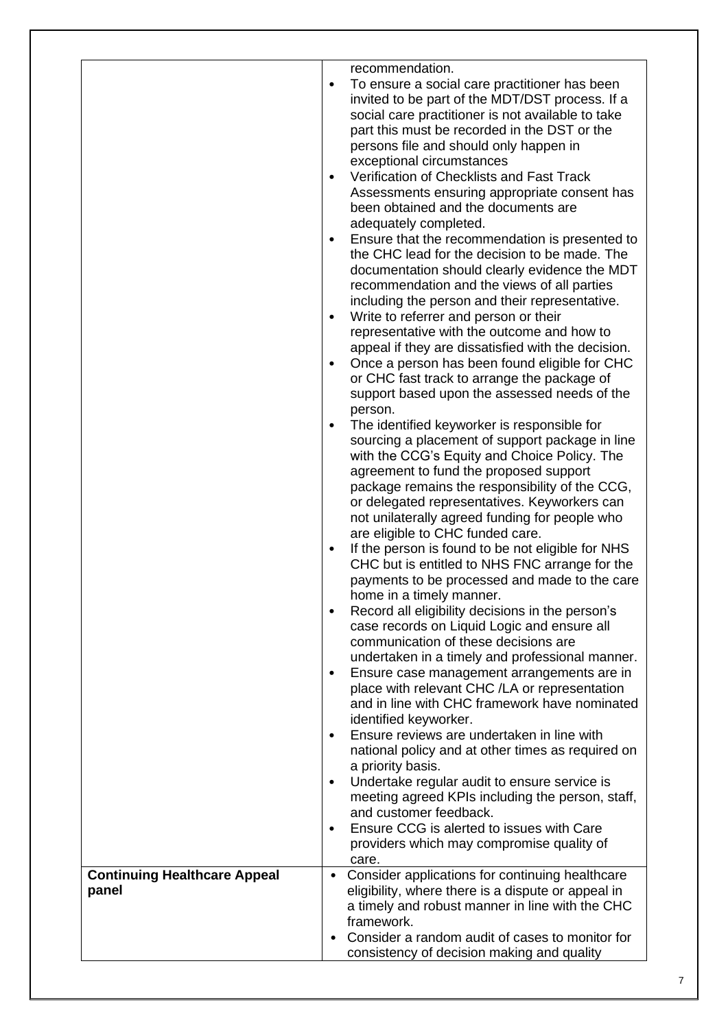| | |
|---|---|
| | recommendation.<br>• To ensure a social care practitioner has been invited to be part of the MDT/DST process. If a social care practitioner is not available to take part this must be recorded in the DST or the persons file and should only happen in exceptional circumstances<br>• Verification of Checklists and Fast Track Assessments ensuring appropriate consent has been obtained and the documents are adequately completed.<br>• Ensure that the recommendation is presented to the CHC lead for the decision to be made. The documentation should clearly evidence the MDT recommendation and the views of all parties including the person and their representative.<br>• Write to referrer and person or their representative with the outcome and how to appeal if they are dissatisfied with the decision.<br>• Once a person has been found eligible for CHC or CHC fast track to arrange the package of support based upon the assessed needs of the person.<br>• The identified keyworker is responsible for sourcing a placement of support package in line with the CCG's Equity and Choice Policy. The agreement to fund the proposed support package remains the responsibility of the CCG, or delegated representatives. Keyworkers can not unilaterally agreed funding for people who are eligible to CHC funded care.<br>• If the person is found to be not eligible for NHS CHC but is entitled to NHS FNC arrange for the payments to be processed and made to the care home in a timely manner.<br>• Record all eligibility decisions in the person's case records on Liquid Logic and ensure all communication of these decisions are undertaken in a timely and professional manner.<br>• Ensure case management arrangements are in place with relevant CHC /LA or representation and in line with CHC framework have nominated identified keyworker.<br>• Ensure reviews are undertaken in line with national policy and at other times as required on a priority basis.<br>• Undertake regular audit to ensure service is meeting agreed KPIs including the person, staff, and customer feedback.<br>• Ensure CCG is alerted to issues with Care providers which may compromise quality of care. |
| **Continuing Healthcare Appeal panel** | • Consider applications for continuing healthcare eligibility, where there is a dispute or appeal in a timely and robust manner in line with the CHC framework.<br>• Consider a random audit of cases to monitor for consistency of decision making and quality |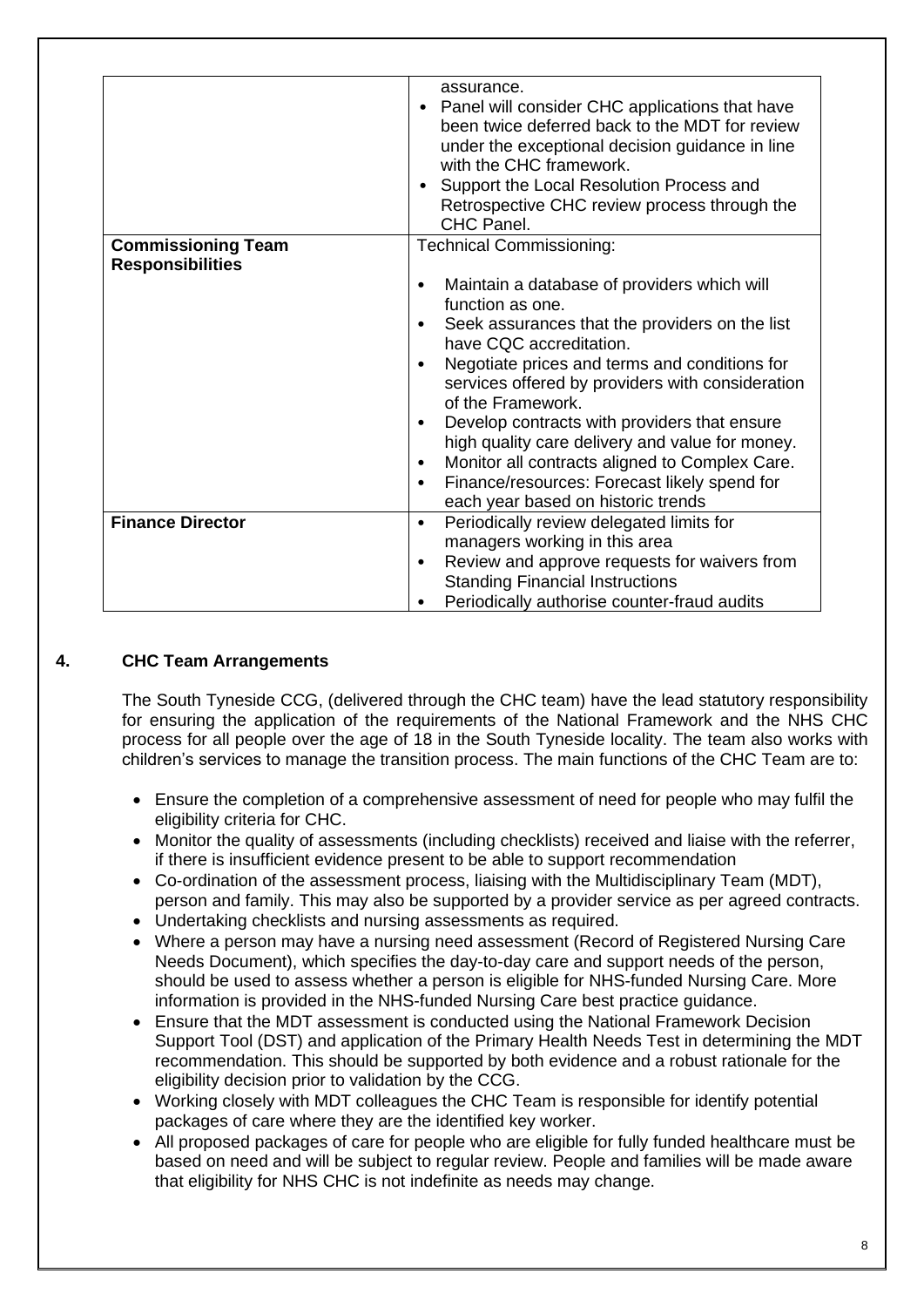| | |
|---|---|
| | assurance.<br>• Panel will consider CHC applications that have been twice deferred back to the MDT for review under the exceptional decision guidance in line with the CHC framework.<br>• Support the Local Resolution Process and Retrospective CHC review process through the CHC Panel. |
| **Commissioning Team Responsibilities** | Technical Commissioning:<br>• Maintain a database of providers which will function as one.<br>• Seek assurances that the providers on the list have CQC accreditation.<br>• Negotiate prices and terms and conditions for services offered by providers with consideration of the Framework.<br>• Develop contracts with providers that ensure high quality care delivery and value for money.<br>• Monitor all contracts aligned to Complex Care.<br>• Finance/resources: Forecast likely spend for each year based on historic trends |
| **Finance Director** | • Periodically review delegated limits for managers working in this area<br>• Review and approve requests for waivers from Standing Financial Instructions<br>• Periodically authorise counter-fraud audits |

## 4. CHC Team Arrangements

The South Tyneside CCG, (delivered through the CHC team) have the lead statutory responsibility for ensuring the application of the requirements of the National Framework and the NHS CHC process for all people over the age of 18 in the South Tyneside locality. The team also works with children's services to manage the transition process. The main functions of the CHC Team are to:

- Ensure the completion of a comprehensive assessment of need for people who may fulfil the eligibility criteria for CHC.
- Monitor the quality of assessments (including checklists) received and liaise with the referrer, if there is insufficient evidence present to be able to support recommendation
- Co-ordination of the assessment process, liaising with the Multidisciplinary Team (MDT), person and family. This may also be supported by a provider service as per agreed contracts.
- Undertaking checklists and nursing assessments as required.
- Where a person may have a nursing need assessment (Record of Registered Nursing Care Needs Document), which specifies the day-to-day care and support needs of the person, should be used to assess whether a person is eligible for NHS-funded Nursing Care. More information is provided in the NHS-funded Nursing Care best practice guidance.
- Ensure that the MDT assessment is conducted using the National Framework Decision Support Tool (DST) and application of the Primary Health Needs Test in determining the MDT recommendation. This should be supported by both evidence and a robust rationale for the eligibility decision prior to validation by the CCG.
- Working closely with MDT colleagues the CHC Team is responsible for identify potential packages of care where they are the identified key worker.
- All proposed packages of care for people who are eligible for fully funded healthcare must be based on need and will be subject to regular review. People and families will be made aware that eligibility for NHS CHC is not indefinite as needs may change.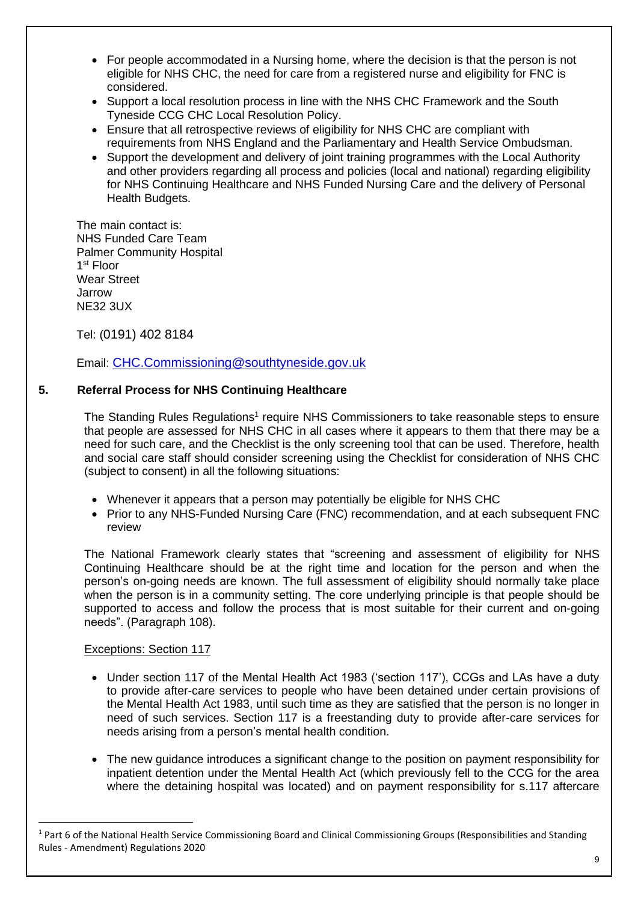- For people accommodated in a Nursing home, where the decision is that the person is not eligible for NHS CHC, the need for care from a registered nurse and eligibility for FNC is considered.
- Support a local resolution process in line with the NHS CHC Framework and the South Tyneside CCG CHC Local Resolution Policy.
- Ensure that all retrospective reviews of eligibility for NHS CHC are compliant with requirements from NHS England and the Parliamentary and Health Service Ombudsman.
- Support the development and delivery of joint training programmes with the Local Authority and other providers regarding all process and policies (local and national) regarding eligibility for NHS Continuing Healthcare and NHS Funded Nursing Care and the delivery of Personal Health Budgets.

The main contact is:
NHS Funded Care Team
Palmer Community Hospital
1st Floor
Wear Street
Jarrow
NE32 3UX

Tel: (0191) 402 8184

Email: [CHC.Commissioning@southtyneside.gov.uk](mailto:CHC.Commissioning@southtyneside.gov.uk)

## 5. Referral Process for NHS Continuing Healthcare

The Standing Rules Regulations[1] require NHS Commissioners to take reasonable steps to ensure that people are assessed for NHS CHC in all cases where it appears to them that there may be a need for such care, and the Checklist is the only screening tool that can be used. Therefore, health and social care staff should consider screening using the Checklist for consideration of NHS CHC (subject to consent) in all the following situations:

- Whenever it appears that a person may potentially be eligible for NHS CHC
- Prior to any NHS-Funded Nursing Care (FNC) recommendation, and at each subsequent FNC review

The National Framework clearly states that "screening and assessment of eligibility for NHS Continuing Healthcare should be at the right time and location for the person and when the person's on-going needs are known. The full assessment of eligibility should normally take place when the person is in a community setting. The core underlying principle is that people should be supported to access and follow the process that is most suitable for their current and on-going needs". (Paragraph 108).

Exceptions: Section 117

- Under section 117 of the Mental Health Act 1983 ('section 117'), CCGs and LAs have a duty to provide after-care services to people who have been detained under certain provisions of the Mental Health Act 1983, until such time as they are satisfied that the person is no longer in need of such services. Section 117 is a freestanding duty to provide after-care services for needs arising from a person's mental health condition.
- The new guidance introduces a significant change to the position on payment responsibility for inpatient detention under the Mental Health Act (which previously fell to the CCG for the area where the detaining hospital was located) and on payment responsibility for s.117 aftercare

[1] Part 6 of the National Health Service Commissioning Board and Clinical Commissioning Groups (Responsibilities and Standing Rules - Amendment) Regulations 2020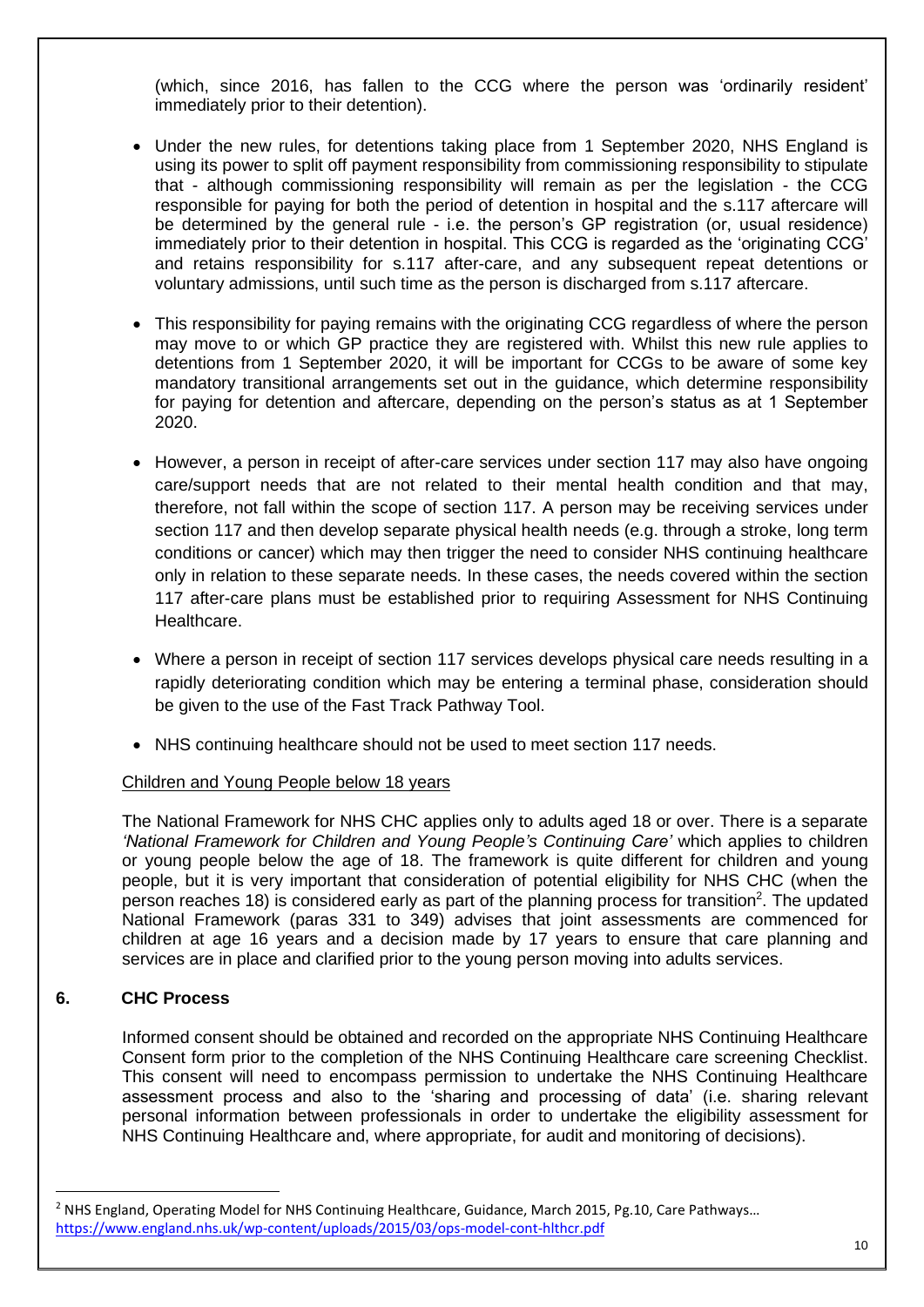(which, since 2016, has fallen to the CCG where the person was 'ordinarily resident' immediately prior to their detention).

- Under the new rules, for detentions taking place from 1 September 2020, NHS England is using its power to split off payment responsibility from commissioning responsibility to stipulate that - although commissioning responsibility will remain as per the legislation - the CCG responsible for paying for both the period of detention in hospital and the s.117 aftercare will be determined by the general rule - i.e. the person's GP registration (or, usual residence) immediately prior to their detention in hospital. This CCG is regarded as the 'originating CCG' and retains responsibility for s.117 after-care, and any subsequent repeat detentions or voluntary admissions, until such time as the person is discharged from s.117 aftercare.

- This responsibility for paying remains with the originating CCG regardless of where the person may move to or which GP practice they are registered with. Whilst this new rule applies to detentions from 1 September 2020, it will be important for CCGs to be aware of some key mandatory transitional arrangements set out in the guidance, which determine responsibility for paying for detention and aftercare, depending on the person's status as at 1 September 2020.

- However, a person in receipt of after-care services under section 117 may also have ongoing care/support needs that are not related to their mental health condition and that may, therefore, not fall within the scope of section 117. A person may be receiving services under section 117 and then develop separate physical health needs (e.g. through a stroke, long term conditions or cancer) which may then trigger the need to consider NHS continuing healthcare only in relation to these separate needs. In these cases, the needs covered within the section 117 after-care plans must be established prior to requiring Assessment for NHS Continuing Healthcare.

- Where a person in receipt of section 117 services develops physical care needs resulting in a rapidly deteriorating condition which may be entering a terminal phase, consideration should be given to the use of the Fast Track Pathway Tool.

- NHS continuing healthcare should not be used to meet section 117 needs.

Children and Young People below 18 years

The National Framework for NHS CHC applies only to adults aged 18 or over. There is a separate *'National Framework for Children and Young People's Continuing Care'* which applies to children or young people below the age of 18. The framework is quite different for children and young people, but it is very important that consideration of potential eligibility for NHS CHC (when the person reaches 18) is considered early as part of the planning process for transition[2]. The updated National Framework (paras 331 to 349) advises that joint assessments are commenced for children at age 16 years and a decision made by 17 years to ensure that care planning and services are in place and clarified prior to the young person moving into adults services.

## 6. CHC Process

Informed consent should be obtained and recorded on the appropriate NHS Continuing Healthcare Consent form prior to the completion of the NHS Continuing Healthcare care screening Checklist. This consent will need to encompass permission to undertake the NHS Continuing Healthcare assessment process and also to the 'sharing and processing of data' (i.e. sharing relevant personal information between professionals in order to undertake the eligibility assessment for NHS Continuing Healthcare and, where appropriate, for audit and monitoring of decisions).

---

[2] NHS England, Operating Model for NHS Continuing Healthcare, Guidance, March 2015, Pg.10, Care Pathways… https://www.england.nhs.uk/wp-content/uploads/2015/03/ops-model-cont-hlthcr.pdf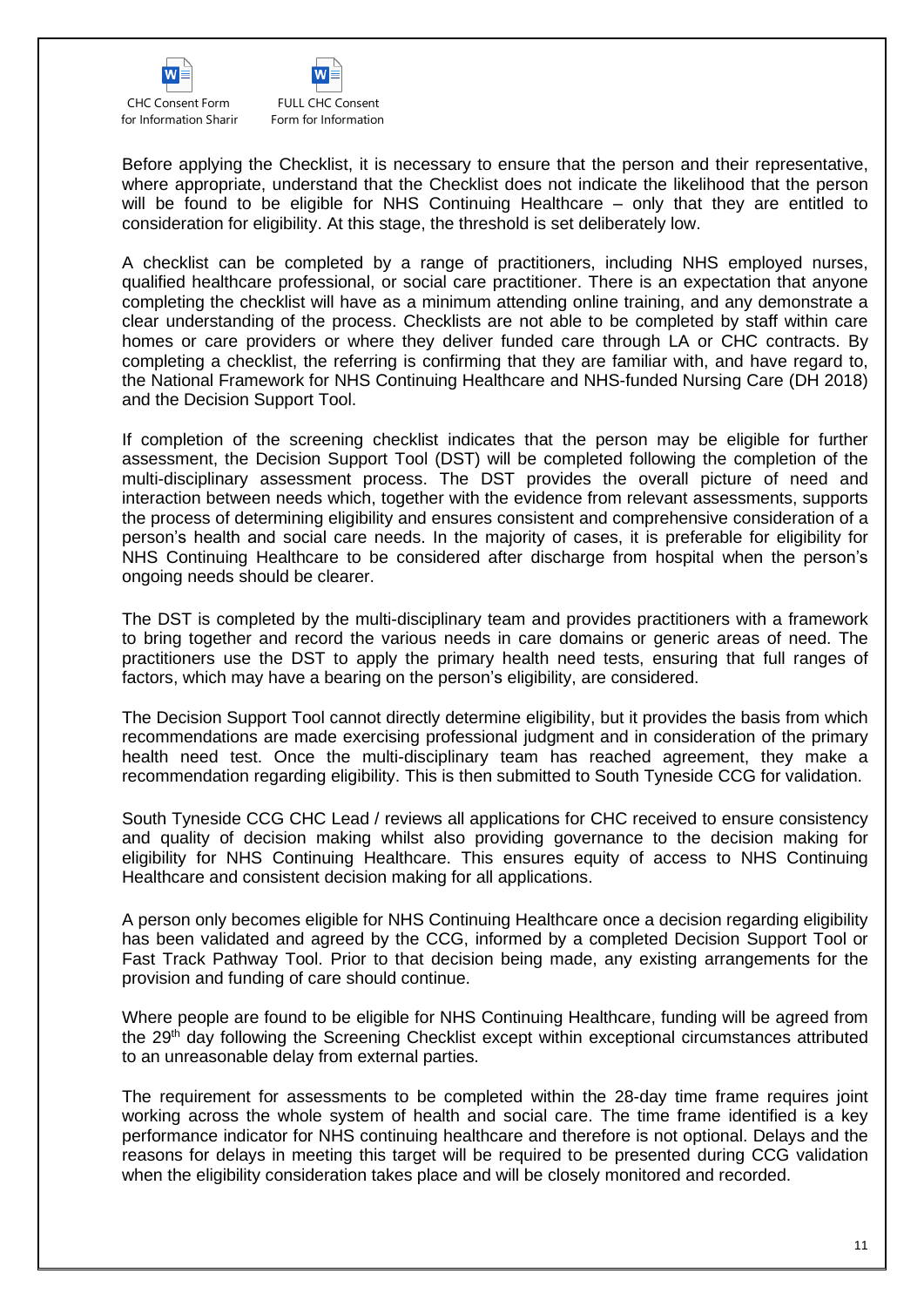CHC Consent Form for Information Sharir

FULL CHC Consent Form for Information

Before applying the Checklist, it is necessary to ensure that the person and their representative, where appropriate, understand that the Checklist does not indicate the likelihood that the person will be found to be eligible for NHS Continuing Healthcare – only that they are entitled to consideration for eligibility. At this stage, the threshold is set deliberately low.

A checklist can be completed by a range of practitioners, including NHS employed nurses, qualified healthcare professional, or social care practitioner. There is an expectation that anyone completing the checklist will have as a minimum attending online training, and any demonstrate a clear understanding of the process. Checklists are not able to be completed by staff within care homes or care providers or where they deliver funded care through LA or CHC contracts. By completing a checklist, the referring is confirming that they are familiar with, and have regard to, the National Framework for NHS Continuing Healthcare and NHS-funded Nursing Care (DH 2018) and the Decision Support Tool.

If completion of the screening checklist indicates that the person may be eligible for further assessment, the Decision Support Tool (DST) will be completed following the completion of the multi-disciplinary assessment process. The DST provides the overall picture of need and interaction between needs which, together with the evidence from relevant assessments, supports the process of determining eligibility and ensures consistent and comprehensive consideration of a person's health and social care needs. In the majority of cases, it is preferable for eligibility for NHS Continuing Healthcare to be considered after discharge from hospital when the person's ongoing needs should be clearer.

The DST is completed by the multi-disciplinary team and provides practitioners with a framework to bring together and record the various needs in care domains or generic areas of need. The practitioners use the DST to apply the primary health need tests, ensuring that full ranges of factors, which may have a bearing on the person's eligibility, are considered.

The Decision Support Tool cannot directly determine eligibility, but it provides the basis from which recommendations are made exercising professional judgment and in consideration of the primary health need test. Once the multi-disciplinary team has reached agreement, they make a recommendation regarding eligibility. This is then submitted to South Tyneside CCG for validation.

South Tyneside CCG CHC Lead / reviews all applications for CHC received to ensure consistency and quality of decision making whilst also providing governance to the decision making for eligibility for NHS Continuing Healthcare. This ensures equity of access to NHS Continuing Healthcare and consistent decision making for all applications.

A person only becomes eligible for NHS Continuing Healthcare once a decision regarding eligibility has been validated and agreed by the CCG, informed by a completed Decision Support Tool or Fast Track Pathway Tool. Prior to that decision being made, any existing arrangements for the provision and funding of care should continue.

Where people are found to be eligible for NHS Continuing Healthcare, funding will be agreed from the 29th day following the Screening Checklist except within exceptional circumstances attributed to an unreasonable delay from external parties.

The requirement for assessments to be completed within the 28-day time frame requires joint working across the whole system of health and social care. The time frame identified is a key performance indicator for NHS continuing healthcare and therefore is not optional. Delays and the reasons for delays in meeting this target will be required to be presented during CCG validation when the eligibility consideration takes place and will be closely monitored and recorded.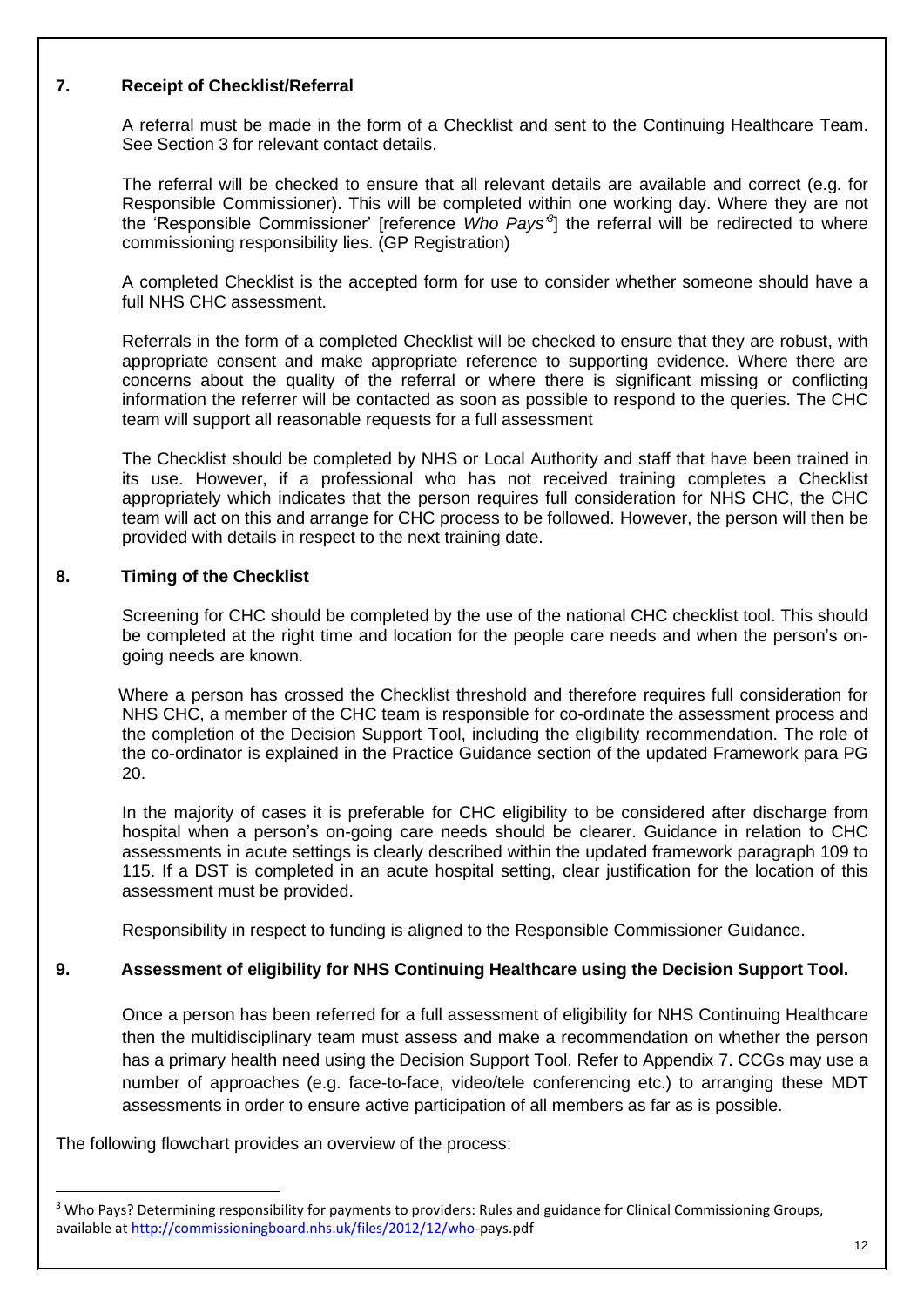## 7. Receipt of Checklist/Referral

A referral must be made in the form of a Checklist and sent to the Continuing Healthcare Team. See Section 3 for relevant contact details.

The referral will be checked to ensure that all relevant details are available and correct (e.g. for Responsible Commissioner). This will be completed within one working day. Where they are not the 'Responsible Commissioner' [reference *Who Pays*[3]] the referral will be redirected to where commissioning responsibility lies. (GP Registration)

A completed Checklist is the accepted form for use to consider whether someone should have a full NHS CHC assessment.

Referrals in the form of a completed Checklist will be checked to ensure that they are robust, with appropriate consent and make appropriate reference to supporting evidence. Where there are concerns about the quality of the referral or where there is significant missing or conflicting information the referrer will be contacted as soon as possible to respond to the queries. The CHC team will support all reasonable requests for a full assessment

The Checklist should be completed by NHS or Local Authority and staff that have been trained in its use. However, if a professional who has not received training completes a Checklist appropriately which indicates that the person requires full consideration for NHS CHC, the CHC team will act on this and arrange for CHC process to be followed. However, the person will then be provided with details in respect to the next training date.

## 8. Timing of the Checklist

Screening for CHC should be completed by the use of the national CHC checklist tool. This should be completed at the right time and location for the people care needs and when the person's on-going needs are known.

Where a person has crossed the Checklist threshold and therefore requires full consideration for NHS CHC, a member of the CHC team is responsible for co-ordinate the assessment process and the completion of the Decision Support Tool, including the eligibility recommendation. The role of the co-ordinator is explained in the Practice Guidance section of the updated Framework para PG 20.

In the majority of cases it is preferable for CHC eligibility to be considered after discharge from hospital when a person's on-going care needs should be clearer. Guidance in relation to CHC assessments in acute settings is clearly described within the updated framework paragraph 109 to 115. If a DST is completed in an acute hospital setting, clear justification for the location of this assessment must be provided.

Responsibility in respect to funding is aligned to the Responsible Commissioner Guidance.

## 9. Assessment of eligibility for NHS Continuing Healthcare using the Decision Support Tool.

Once a person has been referred for a full assessment of eligibility for NHS Continuing Healthcare then the multidisciplinary team must assess and make a recommendation on whether the person has a primary health need using the Decision Support Tool. Refer to Appendix 7. CCGs may use a number of approaches (e.g. face-to-face, video/tele conferencing etc.) to arranging these MDT assessments in order to ensure active participation of all members as far as is possible.

The following flowchart provides an overview of the process:

---

[3] Who Pays? Determining responsibility for payments to providers: Rules and guidance for Clinical Commissioning Groups, available at http://commissioningboard.nhs.uk/files/2012/12/who-pays.pdf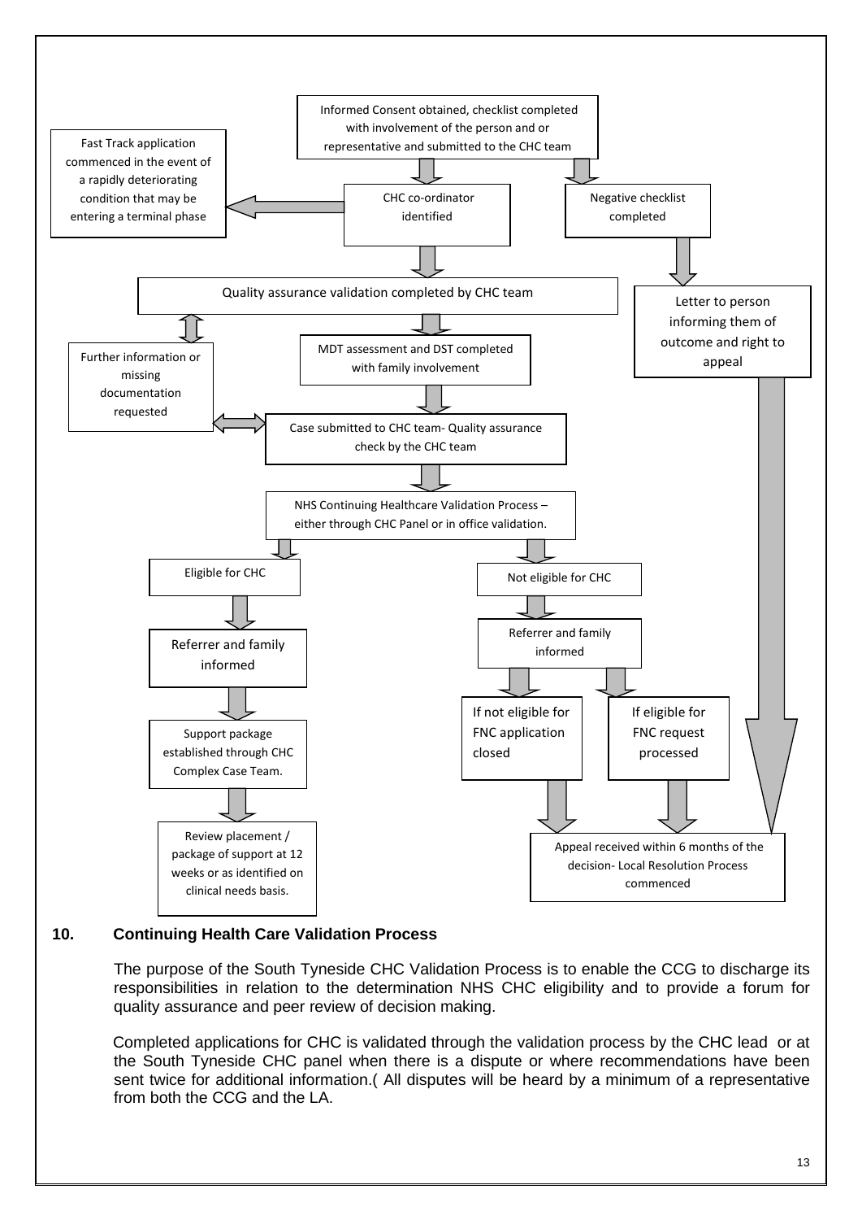Informed Consent obtained, checklist completed with involvement of the person and or representative and submitted to the CHC team

Fast Track application commenced in the event of a rapidly deteriorating condition that may be entering a terminal phase

CHC co-ordinator identified

Negative checklist completed

Quality assurance validation completed by CHC team

Letter to person informing them of outcome and right to appeal

Further information or missing documentation requested

MDT assessment and DST completed with family involvement

Case submitted to CHC team- Quality assurance check by the CHC team

NHS Continuing Healthcare Validation Process – either through CHC Panel or in office validation.

Eligible for CHC

Not eligible for CHC

Referrer and family informed

Referrer and family informed

If not eligible for FNC application closed

If eligible for FNC request processed

Support package established through CHC Complex Case Team.

Review placement / package of support at 12 weeks or as identified on clinical needs basis.

Appeal received within 6 months of the decision- Local Resolution Process commenced

## 10. Continuing Health Care Validation Process

The purpose of the South Tyneside CHC Validation Process is to enable the CCG to discharge its responsibilities in relation to the determination NHS CHC eligibility and to provide a forum for quality assurance and peer review of decision making.

Completed applications for CHC is validated through the validation process by the CHC lead or at the South Tyneside CHC panel when there is a dispute or where recommendations have been sent twice for additional information.( All disputes will be heard by a minimum of a representative from both the CCG and the LA.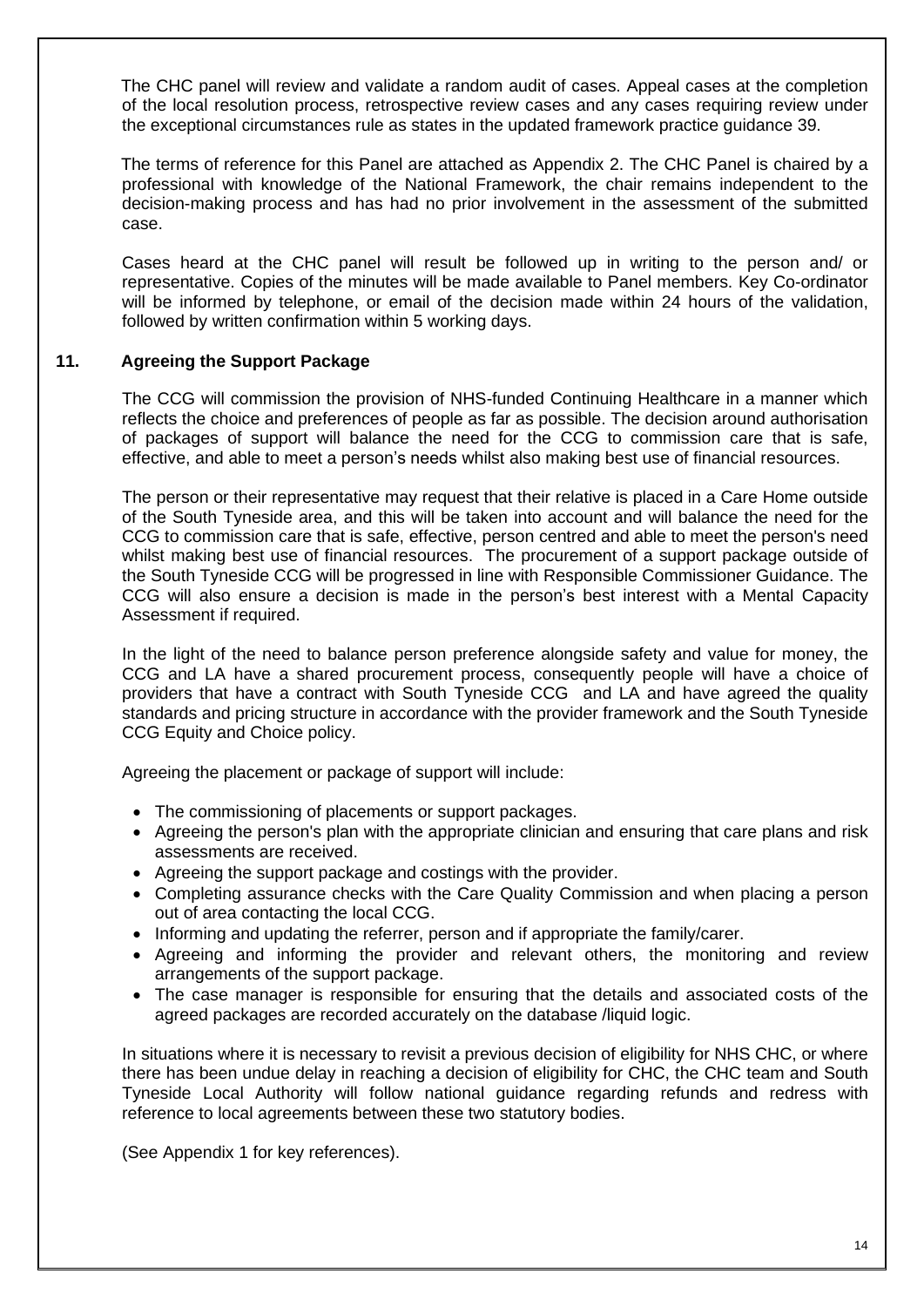The CHC panel will review and validate a random audit of cases. Appeal cases at the completion of the local resolution process, retrospective review cases and any cases requiring review under the exceptional circumstances rule as states in the updated framework practice guidance 39.

The terms of reference for this Panel are attached as Appendix 2. The CHC Panel is chaired by a professional with knowledge of the National Framework, the chair remains independent to the decision-making process and has had no prior involvement in the assessment of the submitted case.

Cases heard at the CHC panel will result be followed up in writing to the person and/ or representative. Copies of the minutes will be made available to Panel members. Key Co-ordinator will be informed by telephone, or email of the decision made within 24 hours of the validation, followed by written confirmation within 5 working days.

## 11. Agreeing the Support Package

The CCG will commission the provision of NHS-funded Continuing Healthcare in a manner which reflects the choice and preferences of people as far as possible. The decision around authorisation of packages of support will balance the need for the CCG to commission care that is safe, effective, and able to meet a person's needs whilst also making best use of financial resources.

The person or their representative may request that their relative is placed in a Care Home outside of the South Tyneside area, and this will be taken into account and will balance the need for the CCG to commission care that is safe, effective, person centred and able to meet the person's need whilst making best use of financial resources. The procurement of a support package outside of the South Tyneside CCG will be progressed in line with Responsible Commissioner Guidance. The CCG will also ensure a decision is made in the person's best interest with a Mental Capacity Assessment if required.

In the light of the need to balance person preference alongside safety and value for money, the CCG and LA have a shared procurement process, consequently people will have a choice of providers that have a contract with South Tyneside CCG and LA and have agreed the quality standards and pricing structure in accordance with the provider framework and the South Tyneside CCG Equity and Choice policy.

Agreeing the placement or package of support will include:

- The commissioning of placements or support packages.
- Agreeing the person's plan with the appropriate clinician and ensuring that care plans and risk assessments are received.
- Agreeing the support package and costings with the provider.
- Completing assurance checks with the Care Quality Commission and when placing a person out of area contacting the local CCG.
- Informing and updating the referrer, person and if appropriate the family/carer.
- Agreeing and informing the provider and relevant others, the monitoring and review arrangements of the support package.
- The case manager is responsible for ensuring that the details and associated costs of the agreed packages are recorded accurately on the database /liquid logic.

In situations where it is necessary to revisit a previous decision of eligibility for NHS CHC, or where there has been undue delay in reaching a decision of eligibility for CHC, the CHC team and South Tyneside Local Authority will follow national guidance regarding refunds and redress with reference to local agreements between these two statutory bodies.

(See Appendix 1 for key references).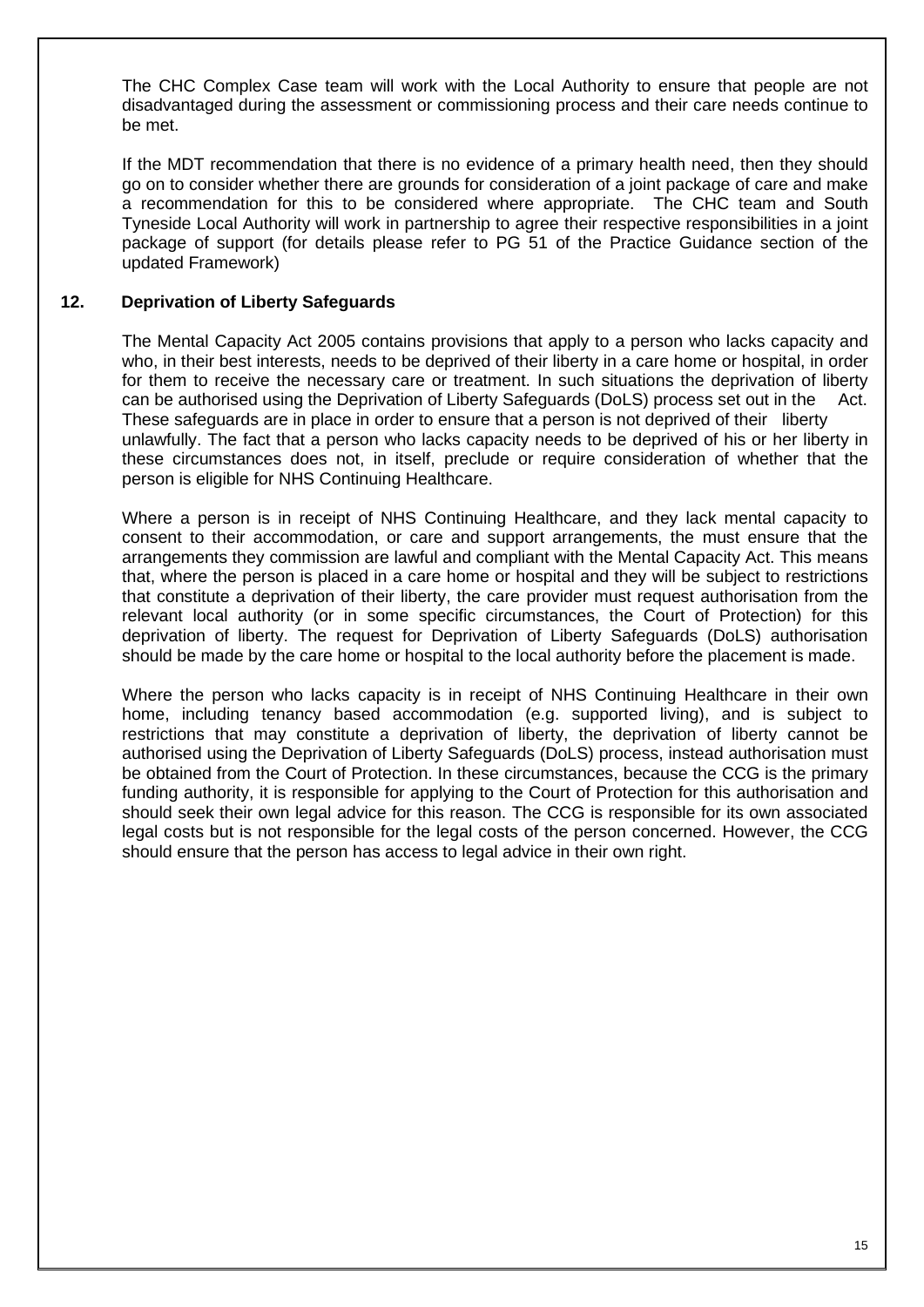The CHC Complex Case team will work with the Local Authority to ensure that people are not disadvantaged during the assessment or commissioning process and their care needs continue to be met.

If the MDT recommendation that there is no evidence of a primary health need, then they should go on to consider whether there are grounds for consideration of a joint package of care and make a recommendation for this to be considered where appropriate. The CHC team and South Tyneside Local Authority will work in partnership to agree their respective responsibilities in a joint package of support (for details please refer to PG 51 of the Practice Guidance section of the updated Framework)

## 12. Deprivation of Liberty Safeguards

The Mental Capacity Act 2005 contains provisions that apply to a person who lacks capacity and who, in their best interests, needs to be deprived of their liberty in a care home or hospital, in order for them to receive the necessary care or treatment. In such situations the deprivation of liberty can be authorised using the Deprivation of Liberty Safeguards (DoLS) process set out in the Act. These safeguards are in place in order to ensure that a person is not deprived of their liberty unlawfully. The fact that a person who lacks capacity needs to be deprived of his or her liberty in these circumstances does not, in itself, preclude or require consideration of whether that the person is eligible for NHS Continuing Healthcare.

Where a person is in receipt of NHS Continuing Healthcare, and they lack mental capacity to consent to their accommodation, or care and support arrangements, the must ensure that the arrangements they commission are lawful and compliant with the Mental Capacity Act. This means that, where the person is placed in a care home or hospital and they will be subject to restrictions that constitute a deprivation of their liberty, the care provider must request authorisation from the relevant local authority (or in some specific circumstances, the Court of Protection) for this deprivation of liberty. The request for Deprivation of Liberty Safeguards (DoLS) authorisation should be made by the care home or hospital to the local authority before the placement is made.

Where the person who lacks capacity is in receipt of NHS Continuing Healthcare in their own home, including tenancy based accommodation (e.g. supported living), and is subject to restrictions that may constitute a deprivation of liberty, the deprivation of liberty cannot be authorised using the Deprivation of Liberty Safeguards (DoLS) process, instead authorisation must be obtained from the Court of Protection. In these circumstances, because the CCG is the primary funding authority, it is responsible for applying to the Court of Protection for this authorisation and should seek their own legal advice for this reason. The CCG is responsible for its own associated legal costs but is not responsible for the legal costs of the person concerned. However, the CCG should ensure that the person has access to legal advice in their own right.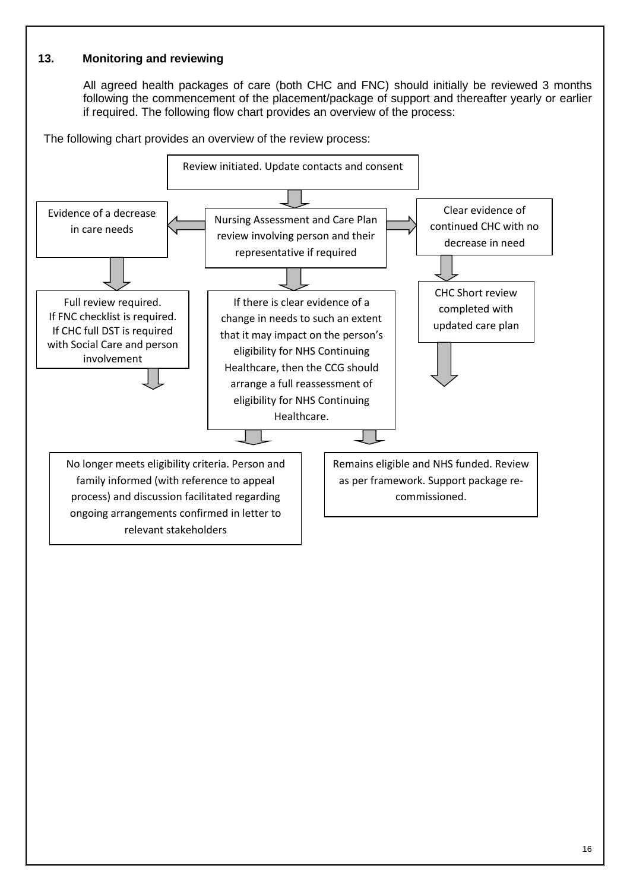## 13. Monitoring and reviewing

All agreed health packages of care (both CHC and FNC) should initially be reviewed 3 months following the commencement of the placement/package of support and thereafter yearly or earlier if required. The following flow chart provides an overview of the process:

The following chart provides an overview of the review process:

Review initiated. Update contacts and consent

Nursing Assessment and Care Plan review involving person and their representative if required

Evidence of a decrease in care needs

Clear evidence of continued CHC with no decrease in need

Full review required.
If FNC checklist is required.
If CHC full DST is required with Social Care and person involvement

If there is clear evidence of a change in needs to such an extent that it may impact on the person's eligibility for NHS Continuing Healthcare, then the CCG should arrange a full reassessment of eligibility for NHS Continuing Healthcare.

CHC Short review completed with updated care plan

No longer meets eligibility criteria. Person and family informed (with reference to appeal process) and discussion facilitated regarding ongoing arrangements confirmed in letter to relevant stakeholders

Remains eligible and NHS funded. Review as per framework. Support package re-commissioned.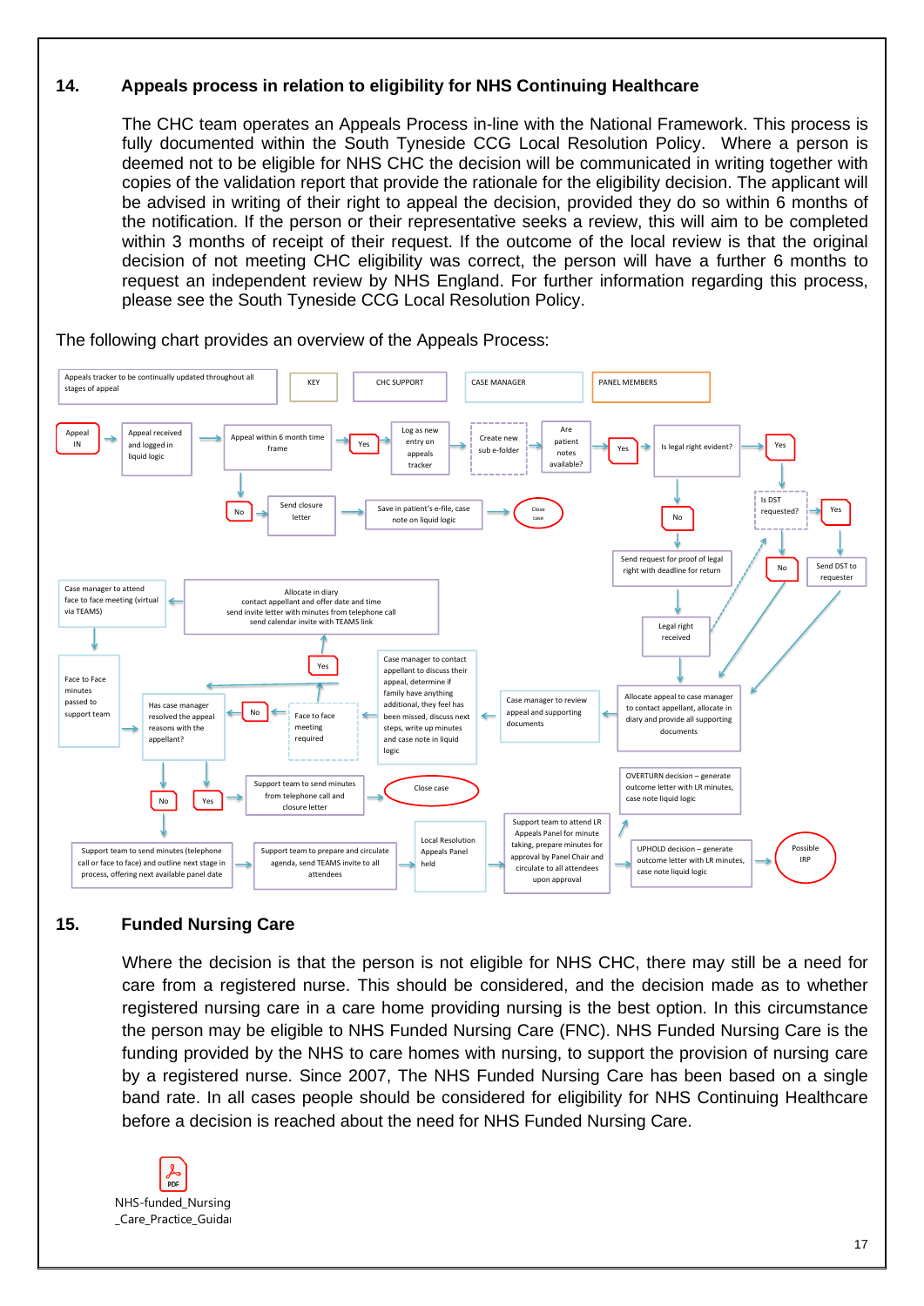## 14. Appeals process in relation to eligibility for NHS Continuing Healthcare

The CHC team operates an Appeals Process in-line with the National Framework. This process is fully documented within the South Tyneside CCG Local Resolution Policy. Where a person is deemed not to be eligible for NHS CHC the decision will be communicated in writing together with copies of the validation report that provide the rationale for the eligibility decision. The applicant will be advised in writing of their right to appeal the decision, provided they do so within 6 months of the notification. If the person or their representative seeks a review, this will aim to be completed within 3 months of receipt of their request. If the outcome of the local review is that the original decision of not meeting CHC eligibility was correct, the person will have a further 6 months to request an independent review by NHS England. For further information regarding this process, please see the South Tyneside CCG Local Resolution Policy.

The following chart provides an overview of the Appeals Process:

Appeals tracker to be continually updated throughout all stages of appeal

KEY

CHC SUPPORT

CASE MANAGER

PANEL MEMBERS

Appeal IN

Appeal received and logged in liquid logic

Appeal within 6 month time frame

Yes

Log as new entry on appeals tracker

Create new sub e-folder

Are patient notes available?

Yes

Is legal right evident?

Yes

No

Send closure letter

Save in patient's e-file, case note on liquid logic

Close case

No

Is DST requested?

Yes

Send request for proof of legal right with deadline for return

No

Send DST to requester

Case manager to attend face to face meeting (virtual via TEAMS)

Allocate in diary contact appellant and offer date and time send invite letter with minutes from telephone call send calendar invite with TEAMS link

Legal right received

Yes

Face to Face minutes passed to support team

Has case manager resolved the appeal reasons with the appellant?

No

Face to face meeting required

Case manager to contact appellant to discuss their appeal, determine if family have anything additional, they feel has been missed, discuss next steps, write up minutes and case note in liquid logic

Case manager to review appeal and supporting documents

Allocate appeal to case manager to contact appellant, allocate in diary and provide all supporting documents

No

Yes

Support team to send minutes from telephone call and closure letter

Close case

OVERTURN decision – generate outcome letter with LR minutes, case note liquid logic

Support team to send minutes (telephone call or face to face) and outline next stage in process, offering next available panel date

Support team to prepare and circulate agenda, send TEAMS invite to all attendees

Local Resolution Appeals Panel held

Support team to attend LR Appeals Panel for minute taking, prepare minutes for approval by Panel Chair and circulate to all attendees upon approval

UPHOLD decision – generate outcome letter with LR minutes, case note liquid logic

Possible IRP

## 15. Funded Nursing Care

Where the decision is that the person is not eligible for NHS CHC, there may still be a need for care from a registered nurse. This should be considered, and the decision made as to whether registered nursing care in a care home providing nursing is the best option. In this circumstance the person may be eligible to NHS Funded Nursing Care (FNC). NHS Funded Nursing Care is the funding provided by the NHS to care homes with nursing, to support the provision of nursing care by a registered nurse. Since 2007, The NHS Funded Nursing Care has been based on a single band rate. In all cases people should be considered for eligibility for NHS Continuing Healthcare before a decision is reached about the need for NHS Funded Nursing Care.

NHS-funded_Nursing_Care_Practice_Guida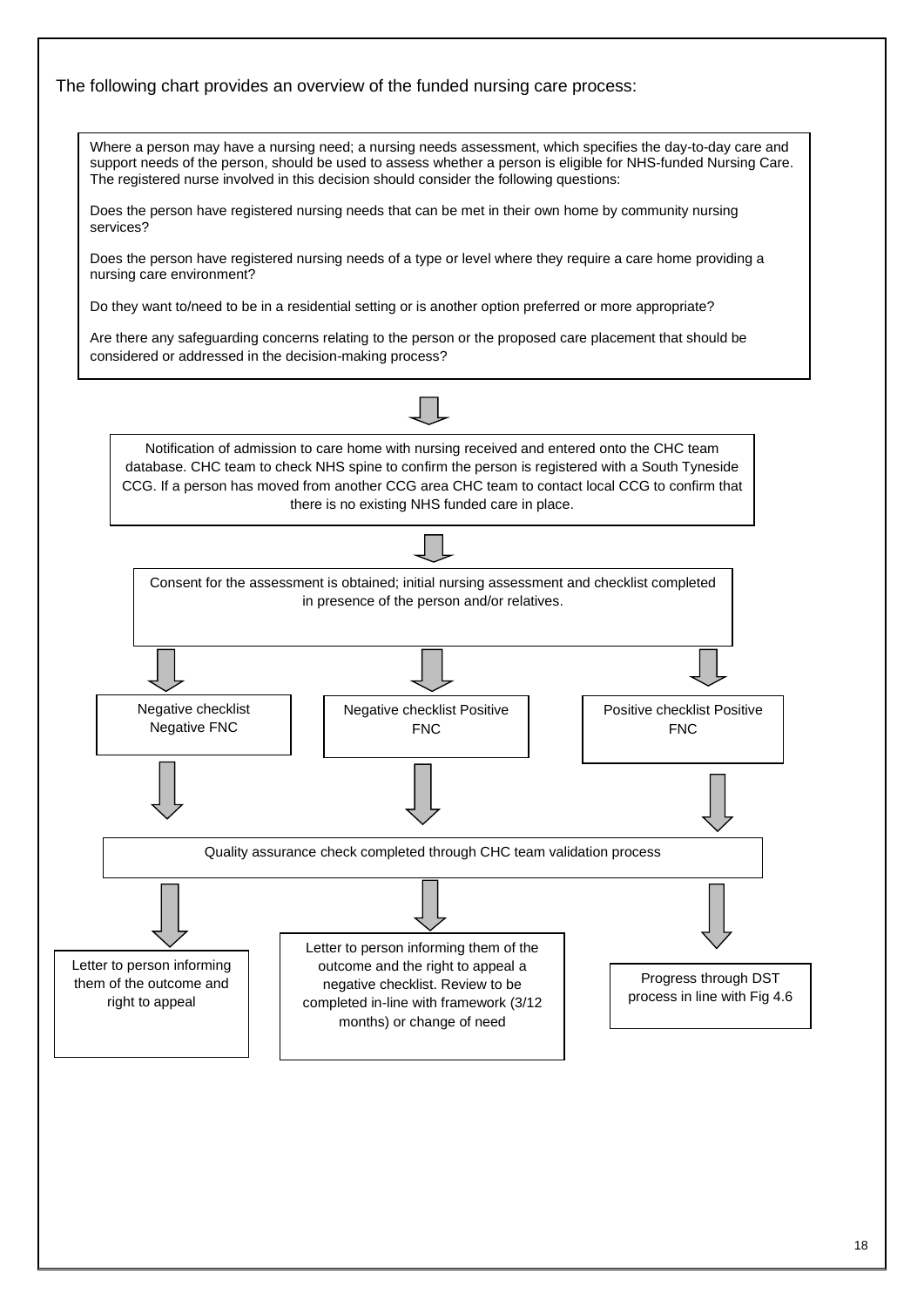The following chart provides an overview of the funded nursing care process:

Where a person may have a nursing need; a nursing needs assessment, which specifies the day-to-day care and support needs of the person, should be used to assess whether a person is eligible for NHS-funded Nursing Care. The registered nurse involved in this decision should consider the following questions:

Does the person have registered nursing needs that can be met in their own home by community nursing services?

Does the person have registered nursing needs of a type or level where they require a care home providing a nursing care environment?

Do they want to/need to be in a residential setting or is another option preferred or more appropriate?

Are there any safeguarding concerns relating to the person or the proposed care placement that should be considered or addressed in the decision-making process?

↓

Notification of admission to care home with nursing received and entered onto the CHC team database. CHC team to check NHS spine to confirm the person is registered with a South Tyneside CCG. If a person has moved from another CCG area CHC team to contact local CCG to confirm that there is no existing NHS funded care in place.

↓

Consent for the assessment is obtained; initial nursing assessment and checklist completed in presence of the person and/or relatives.

↓

- Negative checklist Negative FNC
- Negative checklist Positive FNC
- Positive checklist Positive FNC

↓

Quality assurance check completed through CHC team validation process

↓

- Negative checklist Negative FNC → Letter to person informing them of the outcome and right to appeal
- Negative checklist Positive FNC → Letter to person informing them of the outcome and the right to appeal a negative checklist. Review to be completed in-line with framework (3/12 months) or change of need
- Positive checklist Positive FNC → Progress through DST process in line with Fig 4.6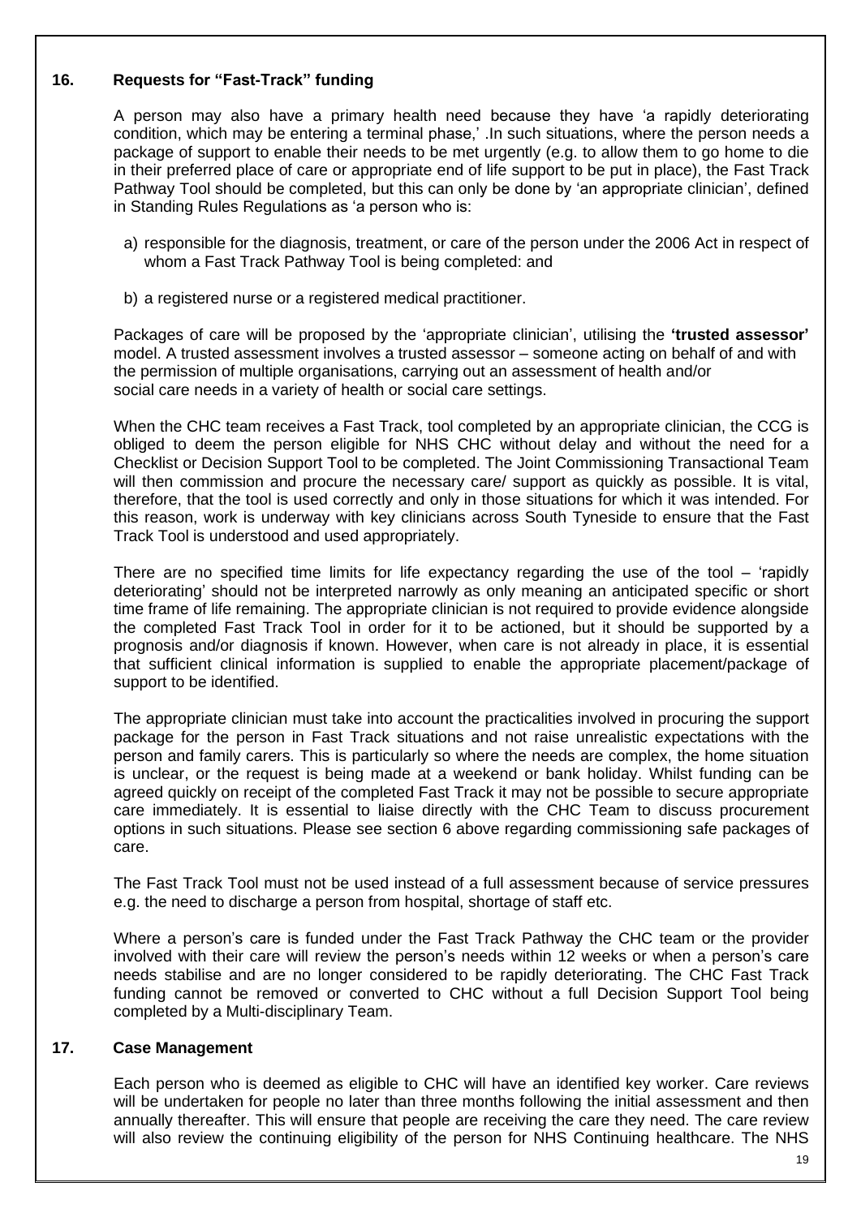## 16. Requests for "Fast-Track" funding

A person may also have a primary health need because they have 'a rapidly deteriorating condition, which may be entering a terminal phase,' .In such situations, where the person needs a package of support to enable their needs to be met urgently (e.g. to allow them to go home to die in their preferred place of care or appropriate end of life support to be put in place), the Fast Track Pathway Tool should be completed, but this can only be done by 'an appropriate clinician', defined in Standing Rules Regulations as 'a person who is:

a) responsible for the diagnosis, treatment, or care of the person under the 2006 Act in respect of whom a Fast Track Pathway Tool is being completed: and

b) a registered nurse or a registered medical practitioner.

Packages of care will be proposed by the 'appropriate clinician', utilising the **'trusted assessor'** model. A trusted assessment involves a trusted assessor – someone acting on behalf of and with the permission of multiple organisations, carrying out an assessment of health and/or social care needs in a variety of health or social care settings.

When the CHC team receives a Fast Track, tool completed by an appropriate clinician, the CCG is obliged to deem the person eligible for NHS CHC without delay and without the need for a Checklist or Decision Support Tool to be completed. The Joint Commissioning Transactional Team will then commission and procure the necessary care/ support as quickly as possible. It is vital, therefore, that the tool is used correctly and only in those situations for which it was intended. For this reason, work is underway with key clinicians across South Tyneside to ensure that the Fast Track Tool is understood and used appropriately.

There are no specified time limits for life expectancy regarding the use of the tool – 'rapidly deteriorating' should not be interpreted narrowly as only meaning an anticipated specific or short time frame of life remaining. The appropriate clinician is not required to provide evidence alongside the completed Fast Track Tool in order for it to be actioned, but it should be supported by a prognosis and/or diagnosis if known. However, when care is not already in place, it is essential that sufficient clinical information is supplied to enable the appropriate placement/package of support to be identified.

The appropriate clinician must take into account the practicalities involved in procuring the support package for the person in Fast Track situations and not raise unrealistic expectations with the person and family carers. This is particularly so where the needs are complex, the home situation is unclear, or the request is being made at a weekend or bank holiday. Whilst funding can be agreed quickly on receipt of the completed Fast Track it may not be possible to secure appropriate care immediately. It is essential to liaise directly with the CHC Team to discuss procurement options in such situations. Please see section 6 above regarding commissioning safe packages of care.

The Fast Track Tool must not be used instead of a full assessment because of service pressures e.g. the need to discharge a person from hospital, shortage of staff etc.

Where a person's care is funded under the Fast Track Pathway the CHC team or the provider involved with their care will review the person's needs within 12 weeks or when a person's care needs stabilise and are no longer considered to be rapidly deteriorating. The CHC Fast Track funding cannot be removed or converted to CHC without a full Decision Support Tool being completed by a Multi-disciplinary Team.

## 17. Case Management

Each person who is deemed as eligible to CHC will have an identified key worker. Care reviews will be undertaken for people no later than three months following the initial assessment and then annually thereafter. This will ensure that people are receiving the care they need. The care review will also review the continuing eligibility of the person for NHS Continuing healthcare. The NHS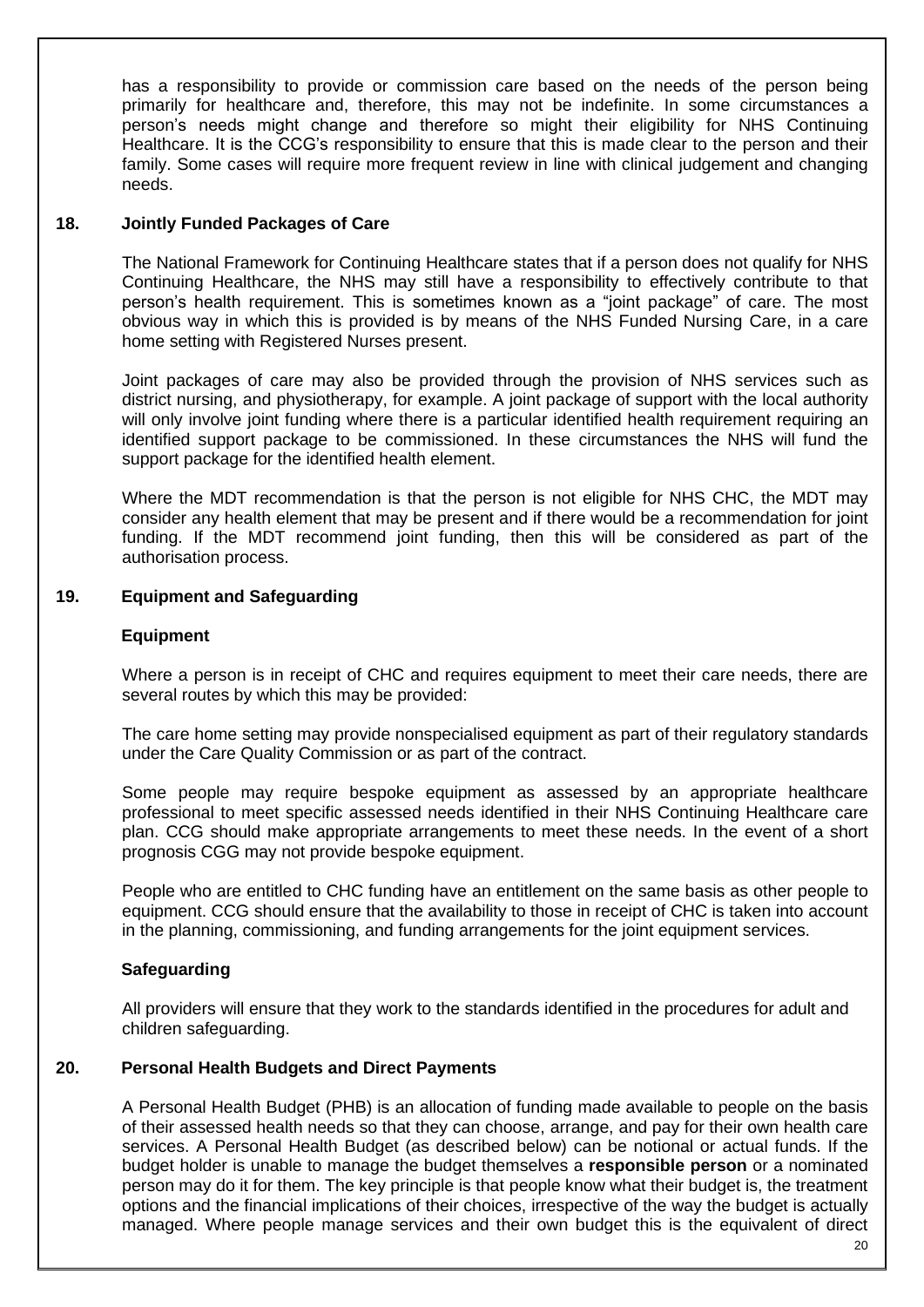has a responsibility to provide or commission care based on the needs of the person being primarily for healthcare and, therefore, this may not be indefinite. In some circumstances a person's needs might change and therefore so might their eligibility for NHS Continuing Healthcare. It is the CCG's responsibility to ensure that this is made clear to the person and their family. Some cases will require more frequent review in line with clinical judgement and changing needs.

## 18. Jointly Funded Packages of Care

The National Framework for Continuing Healthcare states that if a person does not qualify for NHS Continuing Healthcare, the NHS may still have a responsibility to effectively contribute to that person's health requirement. This is sometimes known as a "joint package" of care. The most obvious way in which this is provided is by means of the NHS Funded Nursing Care, in a care home setting with Registered Nurses present.

Joint packages of care may also be provided through the provision of NHS services such as district nursing, and physiotherapy, for example. A joint package of support with the local authority will only involve joint funding where there is a particular identified health requirement requiring an identified support package to be commissioned. In these circumstances the NHS will fund the support package for the identified health element.

Where the MDT recommendation is that the person is not eligible for NHS CHC, the MDT may consider any health element that may be present and if there would be a recommendation for joint funding. If the MDT recommend joint funding, then this will be considered as part of the authorisation process.

## 19. Equipment and Safeguarding

### Equipment

Where a person is in receipt of CHC and requires equipment to meet their care needs, there are several routes by which this may be provided:

The care home setting may provide nonspecialised equipment as part of their regulatory standards under the Care Quality Commission or as part of the contract.

Some people may require bespoke equipment as assessed by an appropriate healthcare professional to meet specific assessed needs identified in their NHS Continuing Healthcare care plan. CCG should make appropriate arrangements to meet these needs. In the event of a short prognosis CGG may not provide bespoke equipment.

People who are entitled to CHC funding have an entitlement on the same basis as other people to equipment. CCG should ensure that the availability to those in receipt of CHC is taken into account in the planning, commissioning, and funding arrangements for the joint equipment services.

### Safeguarding

All providers will ensure that they work to the standards identified in the procedures for adult and children safeguarding.

## 20. Personal Health Budgets and Direct Payments

A Personal Health Budget (PHB) is an allocation of funding made available to people on the basis of their assessed health needs so that they can choose, arrange, and pay for their own health care services. A Personal Health Budget (as described below) can be notional or actual funds. If the budget holder is unable to manage the budget themselves a **responsible person** or a nominated person may do it for them. The key principle is that people know what their budget is, the treatment options and the financial implications of their choices, irrespective of the way the budget is actually managed. Where people manage services and their own budget this is the equivalent of direct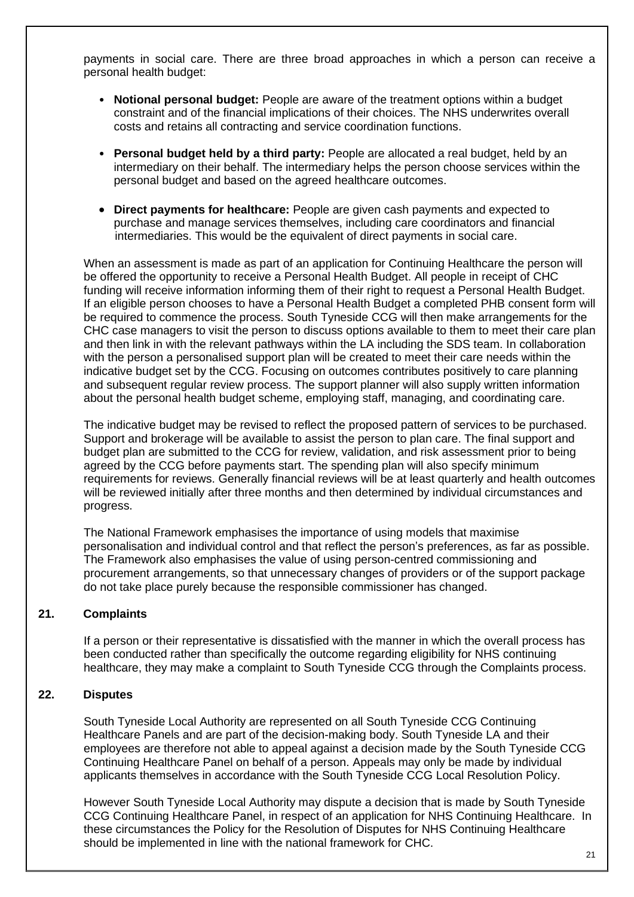payments in social care. There are three broad approaches in which a person can receive a personal health budget:

- **Notional personal budget:** People are aware of the treatment options within a budget constraint and of the financial implications of their choices. The NHS underwrites overall costs and retains all contracting and service coordination functions.
- **Personal budget held by a third party:** People are allocated a real budget, held by an intermediary on their behalf. The intermediary helps the person choose services within the personal budget and based on the agreed healthcare outcomes.
- **Direct payments for healthcare:** People are given cash payments and expected to purchase and manage services themselves, including care coordinators and financial intermediaries. This would be the equivalent of direct payments in social care.

When an assessment is made as part of an application for Continuing Healthcare the person will be offered the opportunity to receive a Personal Health Budget. All people in receipt of CHC funding will receive information informing them of their right to request a Personal Health Budget. If an eligible person chooses to have a Personal Health Budget a completed PHB consent form will be required to commence the process. South Tyneside CCG will then make arrangements for the CHC case managers to visit the person to discuss options available to them to meet their care plan and then link in with the relevant pathways within the LA including the SDS team. In collaboration with the person a personalised support plan will be created to meet their care needs within the indicative budget set by the CCG. Focusing on outcomes contributes positively to care planning and subsequent regular review process. The support planner will also supply written information about the personal health budget scheme, employing staff, managing, and coordinating care.

The indicative budget may be revised to reflect the proposed pattern of services to be purchased. Support and brokerage will be available to assist the person to plan care. The final support and budget plan are submitted to the CCG for review, validation, and risk assessment prior to being agreed by the CCG before payments start. The spending plan will also specify minimum requirements for reviews. Generally financial reviews will be at least quarterly and health outcomes will be reviewed initially after three months and then determined by individual circumstances and progress.

The National Framework emphasises the importance of using models that maximise personalisation and individual control and that reflect the person's preferences, as far as possible. The Framework also emphasises the value of using person-centred commissioning and procurement arrangements, so that unnecessary changes of providers or of the support package do not take place purely because the responsible commissioner has changed.

## 21. Complaints

If a person or their representative is dissatisfied with the manner in which the overall process has been conducted rather than specifically the outcome regarding eligibility for NHS continuing healthcare, they may make a complaint to South Tyneside CCG through the Complaints process.

## 22. Disputes

South Tyneside Local Authority are represented on all South Tyneside CCG Continuing Healthcare Panels and are part of the decision-making body. South Tyneside LA and their employees are therefore not able to appeal against a decision made by the South Tyneside CCG Continuing Healthcare Panel on behalf of a person. Appeals may only be made by individual applicants themselves in accordance with the South Tyneside CCG Local Resolution Policy.

However South Tyneside Local Authority may dispute a decision that is made by South Tyneside CCG Continuing Healthcare Panel, in respect of an application for NHS Continuing Healthcare. In these circumstances the Policy for the Resolution of Disputes for NHS Continuing Healthcare should be implemented in line with the national framework for CHC.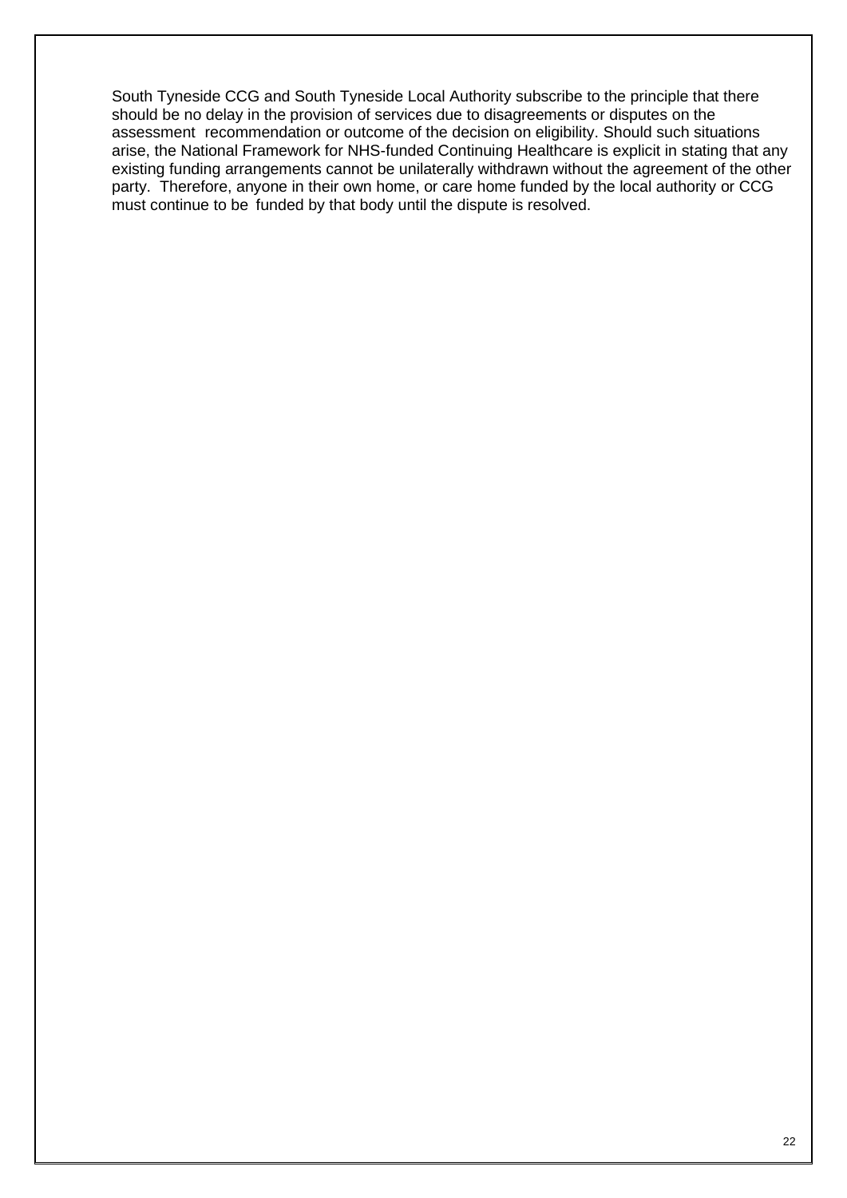South Tyneside CCG and South Tyneside Local Authority subscribe to the principle that there should be no delay in the provision of services due to disagreements or disputes on the assessment recommendation or outcome of the decision on eligibility. Should such situations arise, the National Framework for NHS-funded Continuing Healthcare is explicit in stating that any existing funding arrangements cannot be unilaterally withdrawn without the agreement of the other party. Therefore, anyone in their own home, or care home funded by the local authority or CCG must continue to be funded by that body until the dispute is resolved.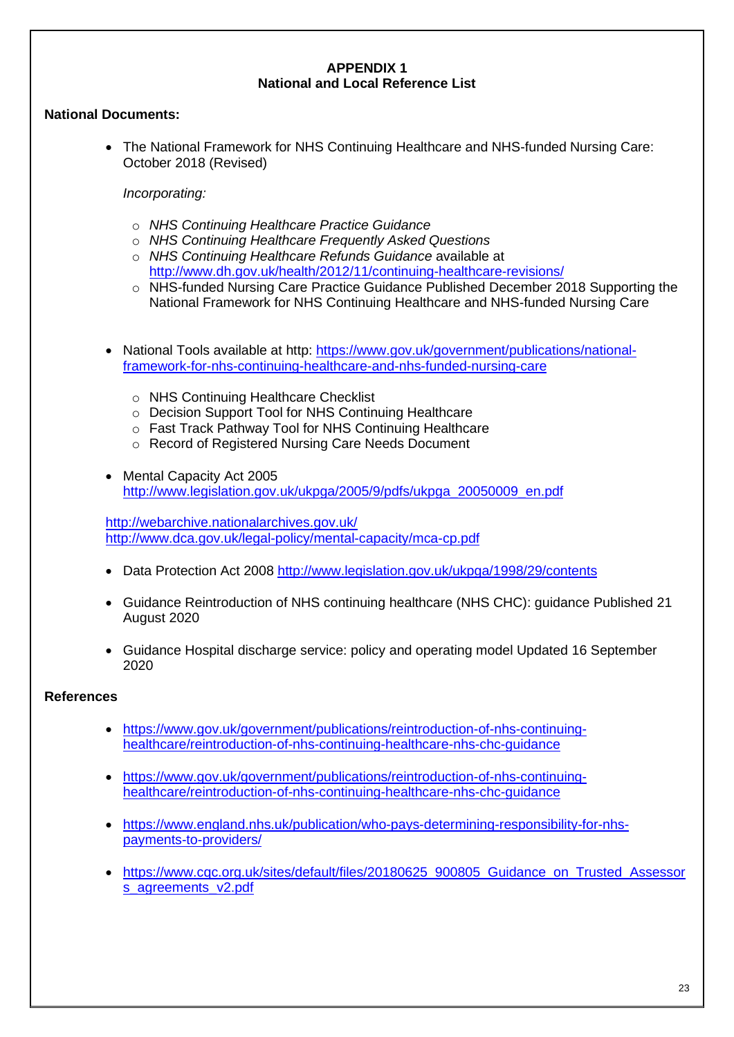**APPENDIX 1**
**National and Local Reference List**

**National Documents:**

- The National Framework for NHS Continuing Healthcare and NHS-funded Nursing Care: October 2018 (Revised)

  *Incorporating:*

  - *NHS Continuing Healthcare Practice Guidance*
  - *NHS Continuing Healthcare Frequently Asked Questions*
  - *NHS Continuing Healthcare Refunds Guidance* available at http://www.dh.gov.uk/health/2012/11/continuing-healthcare-revisions/
  - NHS-funded Nursing Care Practice Guidance Published December 2018 Supporting the National Framework for NHS Continuing Healthcare and NHS-funded Nursing Care

- National Tools available at http: https://www.gov.uk/government/publications/national-framework-for-nhs-continuing-healthcare-and-nhs-funded-nursing-care

  - NHS Continuing Healthcare Checklist
  - Decision Support Tool for NHS Continuing Healthcare
  - Fast Track Pathway Tool for NHS Continuing Healthcare
  - Record of Registered Nursing Care Needs Document

- Mental Capacity Act 2005 http://www.legislation.gov.uk/ukpga/2005/9/pdfs/ukpga_20050009_en.pdf

http://webarchive.nationalarchives.gov.uk/
http://www.dca.gov.uk/legal-policy/mental-capacity/mca-cp.pdf

- Data Protection Act 2008 http://www.legislation.gov.uk/ukpga/1998/29/contents

- Guidance Reintroduction of NHS continuing healthcare (NHS CHC): guidance Published 21 August 2020

- Guidance Hospital discharge service: policy and operating model Updated 16 September 2020

**References**

- https://www.gov.uk/government/publications/reintroduction-of-nhs-continuing-healthcare/reintroduction-of-nhs-continuing-healthcare-nhs-chc-guidance

- https://www.gov.uk/government/publications/reintroduction-of-nhs-continuing-healthcare/reintroduction-of-nhs-continuing-healthcare-nhs-chc-guidance

- https://www.england.nhs.uk/publication/who-pays-determining-responsibility-for-nhs-payments-to-providers/

- https://www.cqc.org.uk/sites/default/files/20180625_900805_Guidance_on_Trusted_Assessors_agreements_v2.pdf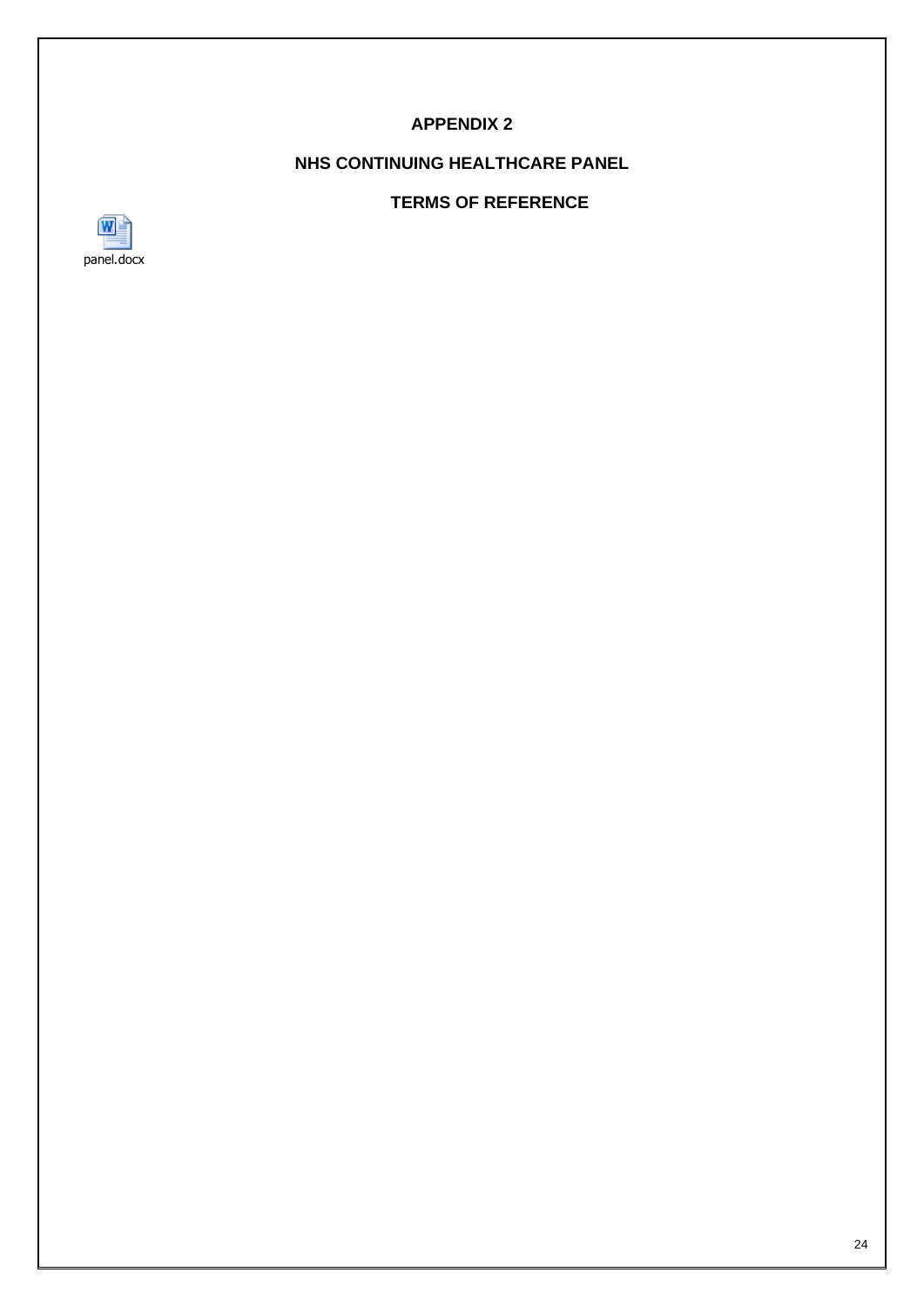**APPENDIX 2**

**NHS CONTINUING HEALTHCARE PANEL**

**TERMS OF REFERENCE**

panel.docx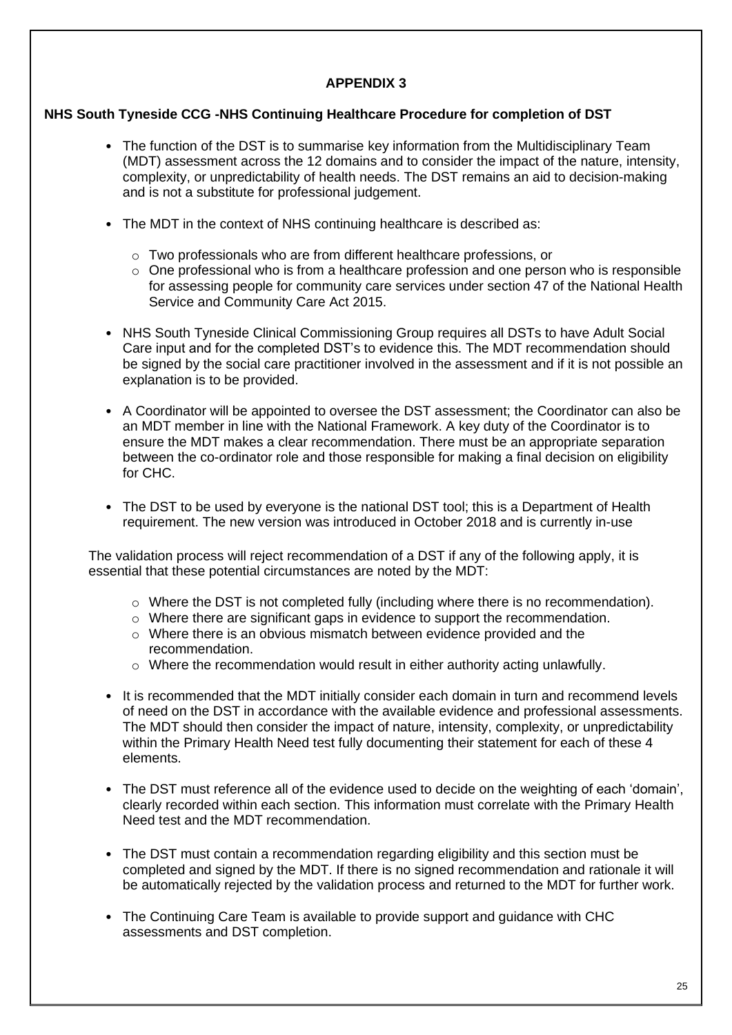## APPENDIX 3

### NHS South Tyneside CCG -NHS Continuing Healthcare Procedure for completion of DST

- The function of the DST is to summarise key information from the Multidisciplinary Team (MDT) assessment across the 12 domains and to consider the impact of the nature, intensity, complexity, or unpredictability of health needs. The DST remains an aid to decision-making and is not a substitute for professional judgement.

- The MDT in the context of NHS continuing healthcare is described as:
  - Two professionals who are from different healthcare professions, or
  - One professional who is from a healthcare profession and one person who is responsible for assessing people for community care services under section 47 of the National Health Service and Community Care Act 2015.

- NHS South Tyneside Clinical Commissioning Group requires all DSTs to have Adult Social Care input and for the completed DST's to evidence this. The MDT recommendation should be signed by the social care practitioner involved in the assessment and if it is not possible an explanation is to be provided.

- A Coordinator will be appointed to oversee the DST assessment; the Coordinator can also be an MDT member in line with the National Framework. A key duty of the Coordinator is to ensure the MDT makes a clear recommendation. There must be an appropriate separation between the co-ordinator role and those responsible for making a final decision on eligibility for CHC.

- The DST to be used by everyone is the national DST tool; this is a Department of Health requirement. The new version was introduced in October 2018 and is currently in-use

The validation process will reject recommendation of a DST if any of the following apply, it is essential that these potential circumstances are noted by the MDT:

- Where the DST is not completed fully (including where there is no recommendation).
- Where there are significant gaps in evidence to support the recommendation.
- Where there is an obvious mismatch between evidence provided and the recommendation.
- Where the recommendation would result in either authority acting unlawfully.

- It is recommended that the MDT initially consider each domain in turn and recommend levels of need on the DST in accordance with the available evidence and professional assessments. The MDT should then consider the impact of nature, intensity, complexity, or unpredictability within the Primary Health Need test fully documenting their statement for each of these 4 elements.

- The DST must reference all of the evidence used to decide on the weighting of each 'domain', clearly recorded within each section. This information must correlate with the Primary Health Need test and the MDT recommendation.

- The DST must contain a recommendation regarding eligibility and this section must be completed and signed by the MDT. If there is no signed recommendation and rationale it will be automatically rejected by the validation process and returned to the MDT for further work.

- The Continuing Care Team is available to provide support and guidance with CHC assessments and DST completion.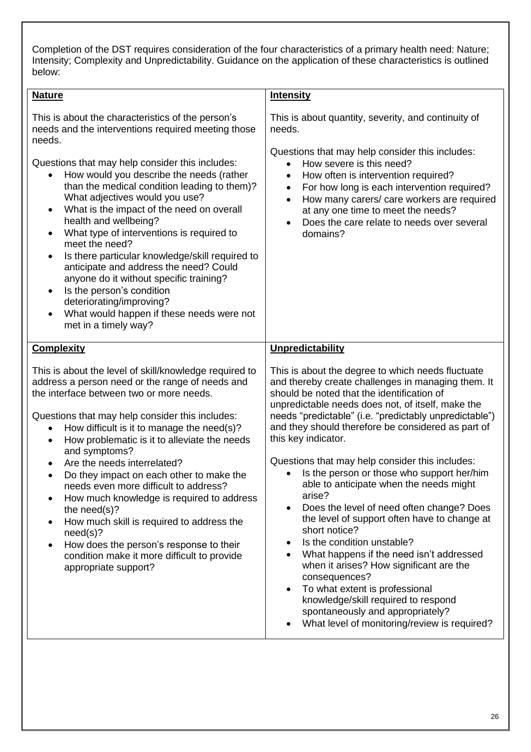Completion of the DST requires consideration of the four characteristics of a primary health need: Nature; Intensity; Complexity and Unpredictability. Guidance on the application of these characteristics is outlined below:

**Nature**

This is about the characteristics of the person's needs and the interventions required meeting those needs.

Questions that may help consider this includes:

- How would you describe the needs (rather than the medical condition leading to them)? What adjectives would you use?
- What is the impact of the need on overall health and wellbeing?
- What type of interventions is required to meet the need?
- Is there particular knowledge/skill required to anticipate and address the need? Could anyone do it without specific training?
- Is the person's condition deteriorating/improving?
- What would happen if these needs were not met in a timely way?

**Intensity**

This is about quantity, severity, and continuity of needs.

Questions that may help consider this includes:

- How severe is this need?
- How often is intervention required?
- For how long is each intervention required?
- How many carers/ care workers are required at any one time to meet the needs?
- Does the care relate to needs over several domains?

**Complexity**

This is about the level of skill/knowledge required to address a person need or the range of needs and the interface between two or more needs.

Questions that may help consider this includes:

- How difficult is it to manage the need(s)?
- How problematic is it to alleviate the needs and symptoms?
- Are the needs interrelated?
- Do they impact on each other to make the needs even more difficult to address?
- How much knowledge is required to address the need(s)?
- How much skill is required to address the need(s)?
- How does the person's response to their condition make it more difficult to provide appropriate support?

**Unpredictability**

This is about the degree to which needs fluctuate and thereby create challenges in managing them. It should be noted that the identification of unpredictable needs does not, of itself, make the needs "predictable" (i.e. "predictably unpredictable") and they should therefore be considered as part of this key indicator.

Questions that may help consider this includes:

- Is the person or those who support her/him able to anticipate when the needs might arise?
- Does the level of need often change? Does the level of support often have to change at short notice?
- Is the condition unstable?
- What happens if the need isn't addressed when it arises? How significant are the consequences?
- To what extent is professional knowledge/skill required to respond spontaneously and appropriately?
- What level of monitoring/review is required?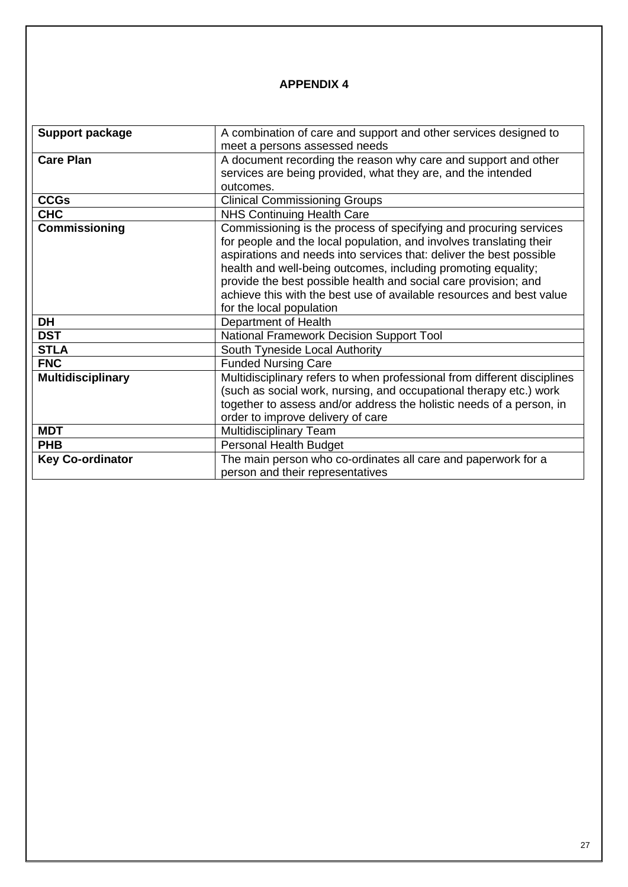**APPENDIX 4**

| | |
|---|---|
| **Support package** | A combination of care and support and other services designed to meet a persons assessed needs |
| **Care Plan** | A document recording the reason why care and support and other services are being provided, what they are, and the intended outcomes. |
| **CCGs** | Clinical Commissioning Groups |
| **CHC** | NHS Continuing Health Care |
| **Commissioning** | Commissioning is the process of specifying and procuring services for people and the local population, and involves translating their aspirations and needs into services that: deliver the best possible health and well-being outcomes, including promoting equality; provide the best possible health and social care provision; and achieve this with the best use of available resources and best value for the local population |
| **DH** | Department of Health |
| **DST** | National Framework Decision Support Tool |
| **STLA** | South Tyneside Local Authority |
| **FNC** | Funded Nursing Care |
| **Multidisciplinary** | Multidisciplinary refers to when professional from different disciplines (such as social work, nursing, and occupational therapy etc.) work together to assess and/or address the holistic needs of a person, in order to improve delivery of care |
| **MDT** | Multidisciplinary Team |
| **PHB** | Personal Health Budget |
| **Key Co-ordinator** | The main person who co-ordinates all care and paperwork for a person and their representatives |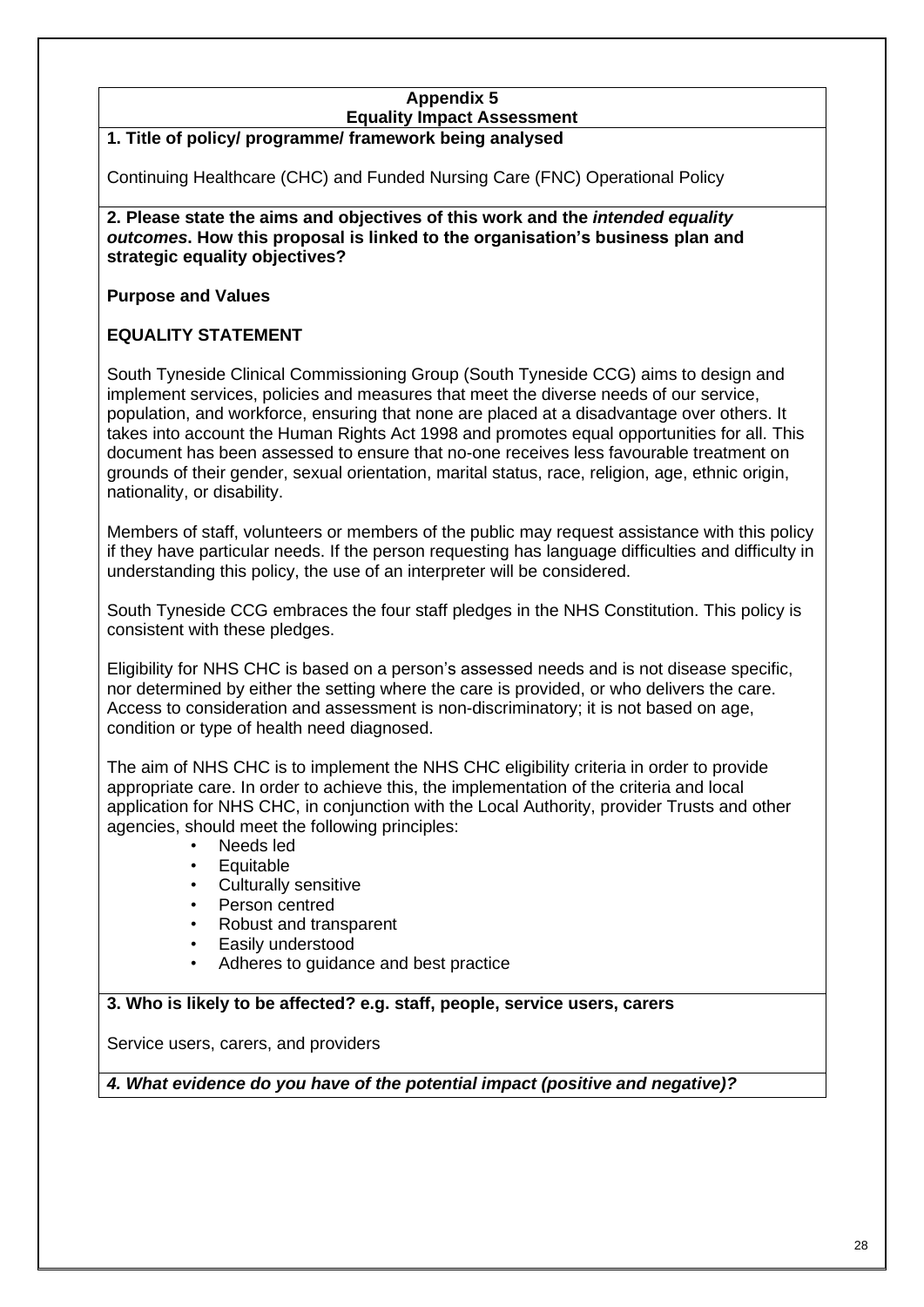## Appendix 5
## Equality Impact Assessment

**1. Title of policy/ programme/ framework being analysed**

Continuing Healthcare (CHC) and Funded Nursing Care (FNC) Operational Policy

**2. Please state the aims and objectives of this work and the *intended equality outcomes*. How this proposal is linked to the organisation's business plan and strategic equality objectives?**

**Purpose and Values**

**EQUALITY STATEMENT**

South Tyneside Clinical Commissioning Group (South Tyneside CCG) aims to design and implement services, policies and measures that meet the diverse needs of our service, population, and workforce, ensuring that none are placed at a disadvantage over others. It takes into account the Human Rights Act 1998 and promotes equal opportunities for all. This document has been assessed to ensure that no-one receives less favourable treatment on grounds of their gender, sexual orientation, marital status, race, religion, age, ethnic origin, nationality, or disability.

Members of staff, volunteers or members of the public may request assistance with this policy if they have particular needs. If the person requesting has language difficulties and difficulty in understanding this policy, the use of an interpreter will be considered.

South Tyneside CCG embraces the four staff pledges in the NHS Constitution. This policy is consistent with these pledges.

Eligibility for NHS CHC is based on a person's assessed needs and is not disease specific, nor determined by either the setting where the care is provided, or who delivers the care. Access to consideration and assessment is non-discriminatory; it is not based on age, condition or type of health need diagnosed.

The aim of NHS CHC is to implement the NHS CHC eligibility criteria in order to provide appropriate care. In order to achieve this, the implementation of the criteria and local application for NHS CHC, in conjunction with the Local Authority, provider Trusts and other agencies, should meet the following principles:

- Needs led
- Equitable
- Culturally sensitive
- Person centred
- Robust and transparent
- Easily understood
- Adheres to guidance and best practice

**3. Who is likely to be affected? e.g. staff, people, service users, carers**

Service users, carers, and providers

***4. What evidence do you have of the potential impact (positive and negative)?***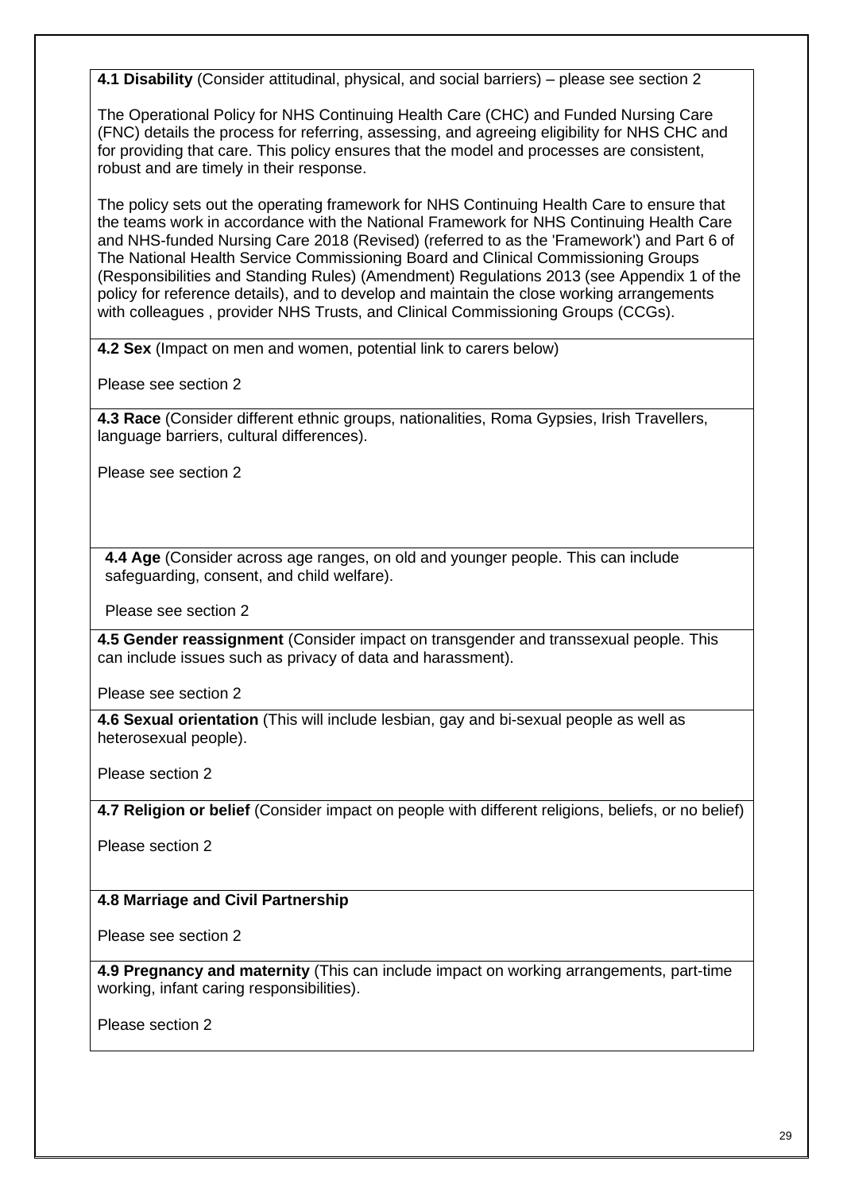**4.1 Disability** (Consider attitudinal, physical, and social barriers) – please see section 2

The Operational Policy for NHS Continuing Health Care (CHC) and Funded Nursing Care (FNC) details the process for referring, assessing, and agreeing eligibility for NHS CHC and for providing that care. This policy ensures that the model and processes are consistent, robust and are timely in their response.

The policy sets out the operating framework for NHS Continuing Health Care to ensure that the teams work in accordance with the National Framework for NHS Continuing Health Care and NHS-funded Nursing Care 2018 (Revised) (referred to as the 'Framework') and Part 6 of The National Health Service Commissioning Board and Clinical Commissioning Groups (Responsibilities and Standing Rules) (Amendment) Regulations 2013 (see Appendix 1 of the policy for reference details), and to develop and maintain the close working arrangements with colleagues , provider NHS Trusts, and Clinical Commissioning Groups (CCGs).

**4.2 Sex** (Impact on men and women, potential link to carers below)

Please see section 2

**4.3 Race** (Consider different ethnic groups, nationalities, Roma Gypsies, Irish Travellers, language barriers, cultural differences).

Please see section 2

**4.4 Age** (Consider across age ranges, on old and younger people. This can include safeguarding, consent, and child welfare).

Please see section 2

**4.5 Gender reassignment** (Consider impact on transgender and transsexual people. This can include issues such as privacy of data and harassment).

Please see section 2

**4.6 Sexual orientation** (This will include lesbian, gay and bi-sexual people as well as heterosexual people).

Please section 2

**4.7 Religion or belief** (Consider impact on people with different religions, beliefs, or no belief)

Please section 2

**4.8 Marriage and Civil Partnership**

Please see section 2

**4.9 Pregnancy and maternity** (This can include impact on working arrangements, part-time working, infant caring responsibilities).

Please section 2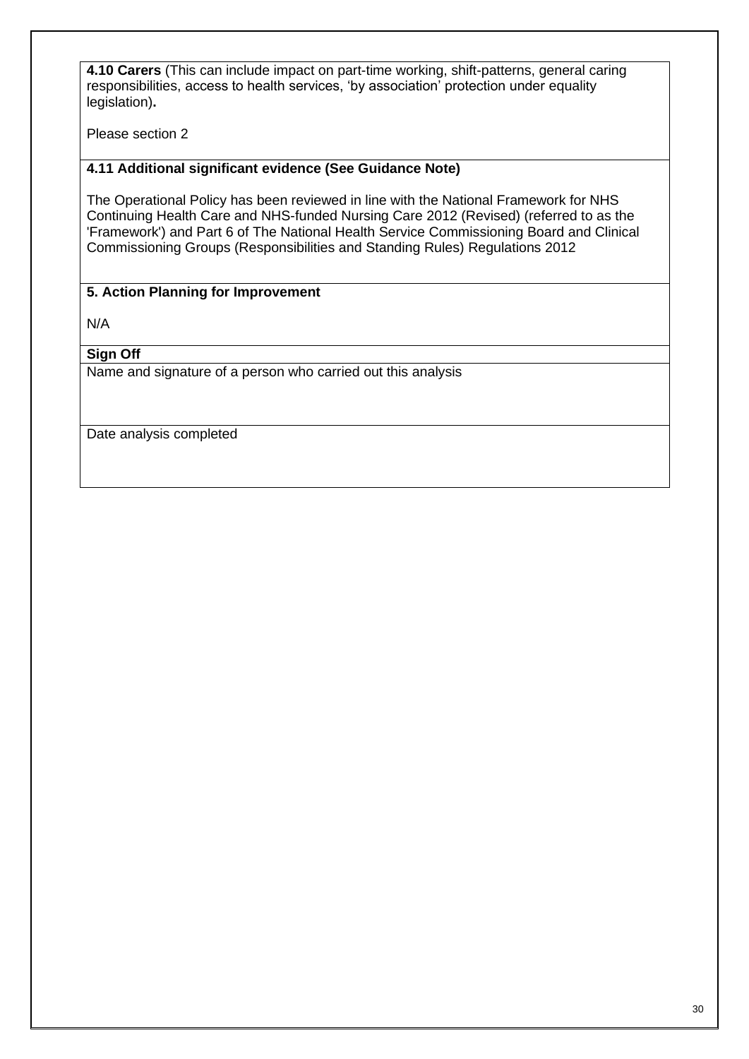**4.10 Carers** (This can include impact on part-time working, shift-patterns, general caring responsibilities, access to health services, 'by association' protection under equality legislation)**.**

Please section 2

**4.11 Additional significant evidence (See Guidance Note)**

The Operational Policy has been reviewed in line with the National Framework for NHS Continuing Health Care and NHS-funded Nursing Care 2012 (Revised) (referred to as the 'Framework') and Part 6 of The National Health Service Commissioning Board and Clinical Commissioning Groups (Responsibilities and Standing Rules) Regulations 2012

**5. Action Planning for Improvement**

N/A

**Sign Off**

Name and signature of a person who carried out this analysis

Date analysis completed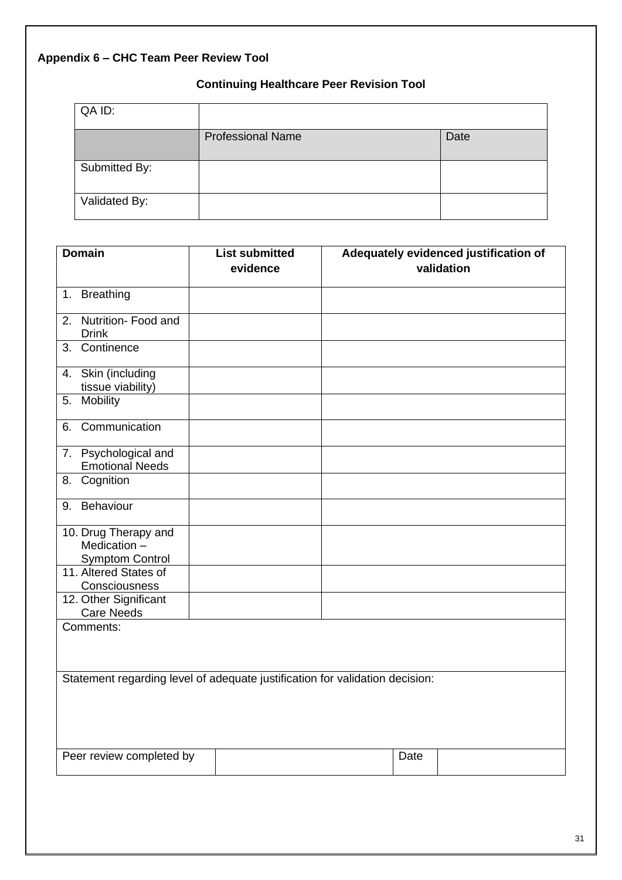## Appendix 6 – CHC Team Peer Review Tool

### Continuing Healthcare Peer Revision Tool

| QA ID: | | |
|---|---|---|
| | Professional Name | Date |
| Submitted By: | | |
| Validated By: | | |

| Domain | List submitted evidence | Adequately evidenced justification of validation |
|---|---|---|
| 1. Breathing | | |
| 2. Nutrition- Food and Drink | | |
| 3. Continence | | |
| 4. Skin (including tissue viability) | | |
| 5. Mobility | | |
| 6. Communication | | |
| 7. Psychological and Emotional Needs | | |
| 8. Cognition | | |
| 9. Behaviour | | |
| 10. Drug Therapy and Medication – Symptom Control | | |
| 11. Altered States of Consciousness | | |
| 12. Other Significant Care Needs | | |
| Comments: | | |
| Statement regarding level of adequate justification for validation decision: | | |

| Peer review completed by | | Date | |
|---|---|---|---|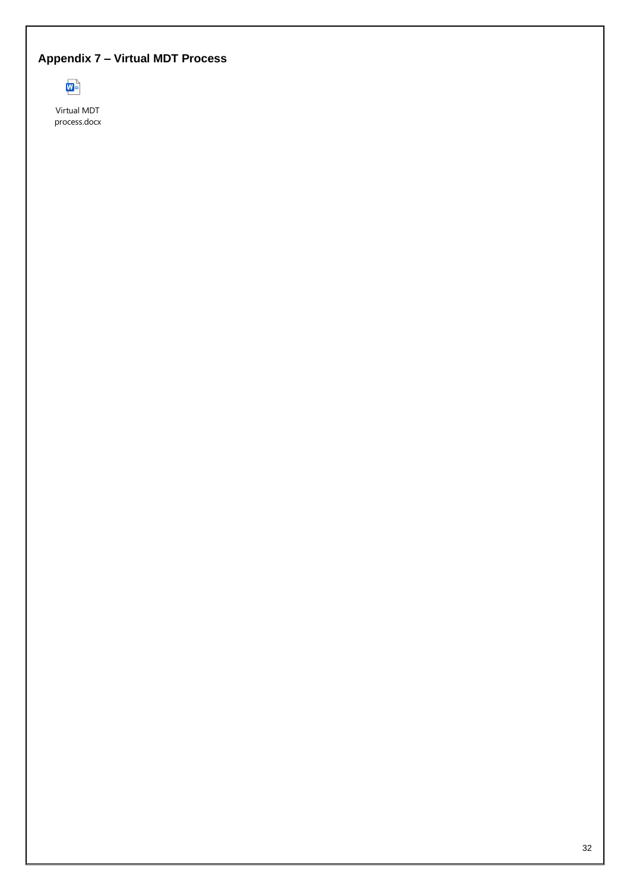## Appendix 7 – Virtual MDT Process

Virtual MDT process.docx